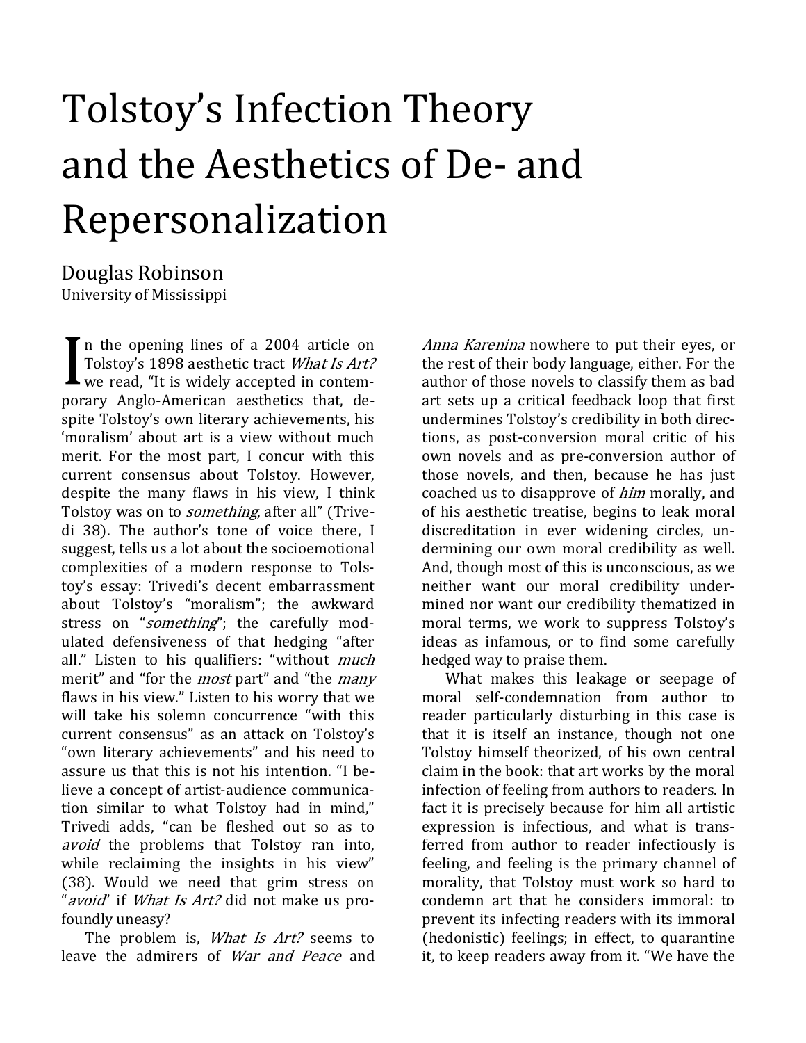# Tolstoy's Infection Theory and the Aesthetics of De- and Repersonalization

Douglas Robinson
University of Mississippi

In the opening lines of a 2004 article on Tolstoy's 1898 aesthetic tract *What Is Art?* we read, "It is widely accepted in contemporary Anglo-American aesthetics that, despite Tolstoy's own literary achievements, his 'moralism' about art is a view without much merit. For the most part, I concur with this current consensus about Tolstoy. However, despite the many flaws in his view, I think Tolstoy was on to *something*, after all" (Trivedi 38). The author's tone of voice there, I suggest, tells us a lot about the socioemotional complexities of a modern response to Tolstoy's essay: Trivedi's decent embarrassment about Tolstoy's "moralism"; the awkward stress on "*something*"; the carefully modulated defensiveness of that hedging "after all." Listen to his qualifiers: "without *much* merit" and "for the *most* part" and "the *many* flaws in his view." Listen to his worry that we will take his solemn concurrence "with this current consensus" as an attack on Tolstoy's "own literary achievements" and his need to assure us that this is not his intention. "I believe a concept of artist-audience communication similar to what Tolstoy had in mind," Trivedi adds, "can be fleshed out so as to *avoid* the problems that Tolstoy ran into, while reclaiming the insights in his view" (38). Would we need that grim stress on "*avoid*" if *What Is Art?* did not make us profoundly uneasy?

The problem is, *What Is Art?* seems to leave the admirers of *War and Peace* and *Anna Karenina* nowhere to put their eyes, or the rest of their body language, either. For the author of those novels to classify them as bad art sets up a critical feedback loop that first undermines Tolstoy's credibility in both directions, as post-conversion moral critic of his own novels and as pre-conversion author of those novels, and then, because he has just coached us to disapprove of *him* morally, and of his aesthetic treatise, begins to leak moral discreditation in ever widening circles, undermining our own moral credibility as well. And, though most of this is unconscious, as we neither want our moral credibility undermined nor want our credibility thematized in moral terms, we work to suppress Tolstoy's ideas as infamous, or to find some carefully hedged way to praise them.

What makes this leakage or seepage of moral self-condemnation from author to reader particularly disturbing in this case is that it is itself an instance, though not one Tolstoy himself theorized, of his own central claim in the book: that art works by the moral infection of feeling from authors to readers. In fact it is precisely because for him all artistic expression is infectious, and what is transferred from author to reader infectiously is feeling, and feeling is the primary channel of morality, that Tolstoy must work so hard to condemn art that he considers immoral: to prevent its infecting readers with its immoral (hedonistic) feelings; in effect, to quarantine it, to keep readers away from it. "We have the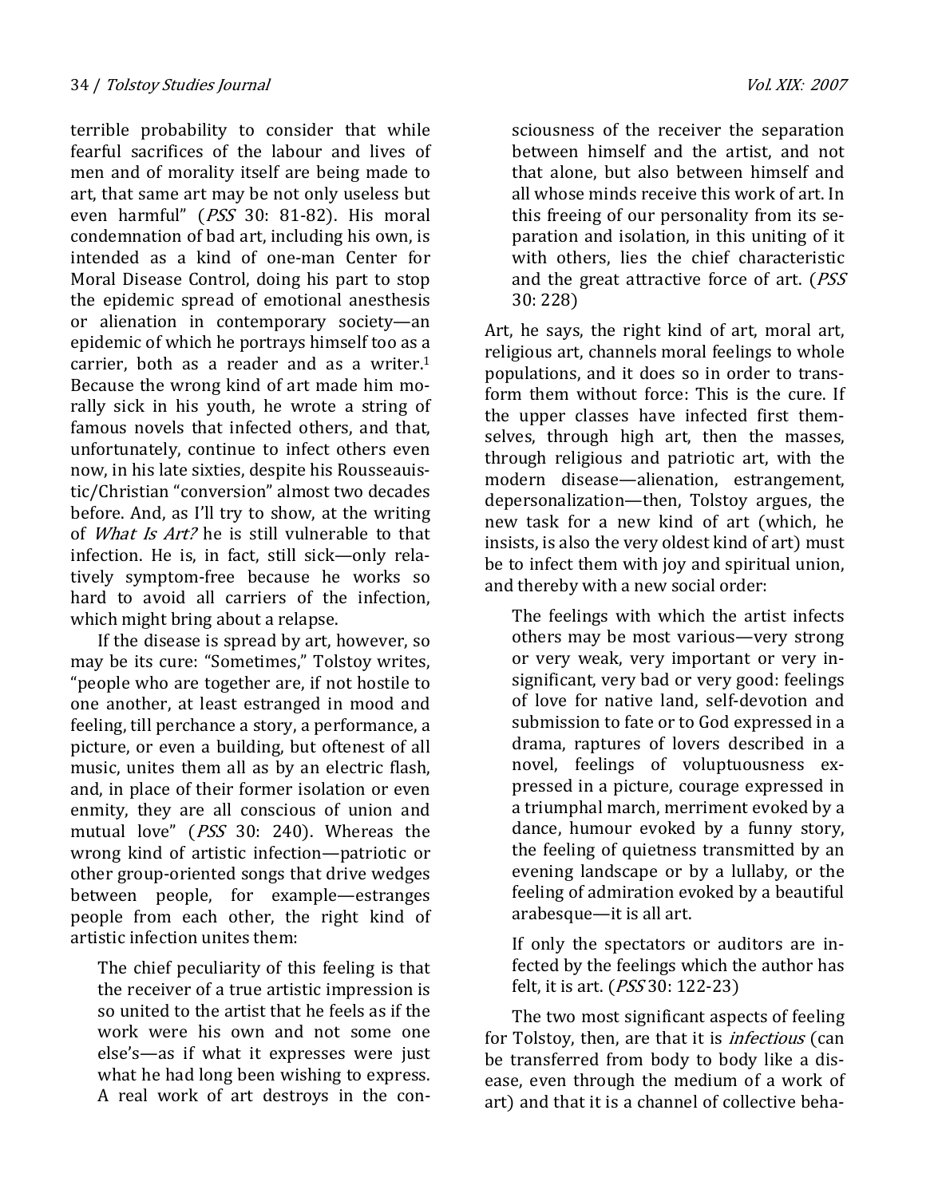terrible probability to consider that while fearful sacrifices of the labour and lives of men and of morality itself are being made to art, that same art may be not only useless but even harmful" (*PSS* 30: 81-82). His moral condemnation of bad art, including his own, is intended as a kind of one-man Center for Moral Disease Control, doing his part to stop the epidemic spread of emotional anesthesis or alienation in contemporary society—an epidemic of which he portrays himself too as a carrier, both as a reader and as a writer.[1] Because the wrong kind of art made him morally sick in his youth, he wrote a string of famous novels that infected others, and that, unfortunately, continue to infect others even now, in his late sixties, despite his Rousseauistic/Christian "conversion" almost two decades before. And, as I'll try to show, at the writing of *What Is Art?* he is still vulnerable to that infection. He is, in fact, still sick—only relatively symptom-free because he works so hard to avoid all carriers of the infection, which might bring about a relapse.

If the disease is spread by art, however, so may be its cure: "Sometimes," Tolstoy writes, "people who are together are, if not hostile to one another, at least estranged in mood and feeling, till perchance a story, a performance, a picture, or even a building, but oftenest of all music, unites them all as by an electric flash, and, in place of their former isolation or even enmity, they are all conscious of union and mutual love" (*PSS* 30: 240). Whereas the wrong kind of artistic infection—patriotic or other group-oriented songs that drive wedges between people, for example—estranges people from each other, the right kind of artistic infection unites them:

> The chief peculiarity of this feeling is that the receiver of a true artistic impression is so united to the artist that he feels as if the work were his own and not some one else's—as if what it expresses were just what he had long been wishing to express. A real work of art destroys in the consciousness of the receiver the separation between himself and the artist, and not that alone, but also between himself and all whose minds receive this work of art. In this freeing of our personality from its separation and isolation, in this uniting of it with others, lies the chief characteristic and the great attractive force of art. (*PSS* 30: 228)

Art, he says, the right kind of art, moral art, religious art, channels moral feelings to whole populations, and it does so in order to transform them without force: This is the cure. If the upper classes have infected first themselves, through high art, then the masses, through religious and patriotic art, with the modern disease—alienation, estrangement, depersonalization—then, Tolstoy argues, the new task for a new kind of art (which, he insists, is also the very oldest kind of art) must be to infect them with joy and spiritual union, and thereby with a new social order:

> The feelings with which the artist infects others may be most various—very strong or very weak, very important or very insignificant, very bad or very good: feelings of love for native land, self-devotion and submission to fate or to God expressed in a drama, raptures of lovers described in a novel, feelings of voluptuousness expressed in a picture, courage expressed in a triumphal march, merriment evoked by a dance, humour evoked by a funny story, the feeling of quietness transmitted by an evening landscape or by a lullaby, or the feeling of admiration evoked by a beautiful arabesque—it is all art.
>
> If only the spectators or auditors are infected by the feelings which the author has felt, it is art. (*PSS* 30: 122-23)

The two most significant aspects of feeling for Tolstoy, then, are that it is *infectious* (can be transferred from body to body like a disease, even through the medium of a work of art) and that it is a channel of collective beha-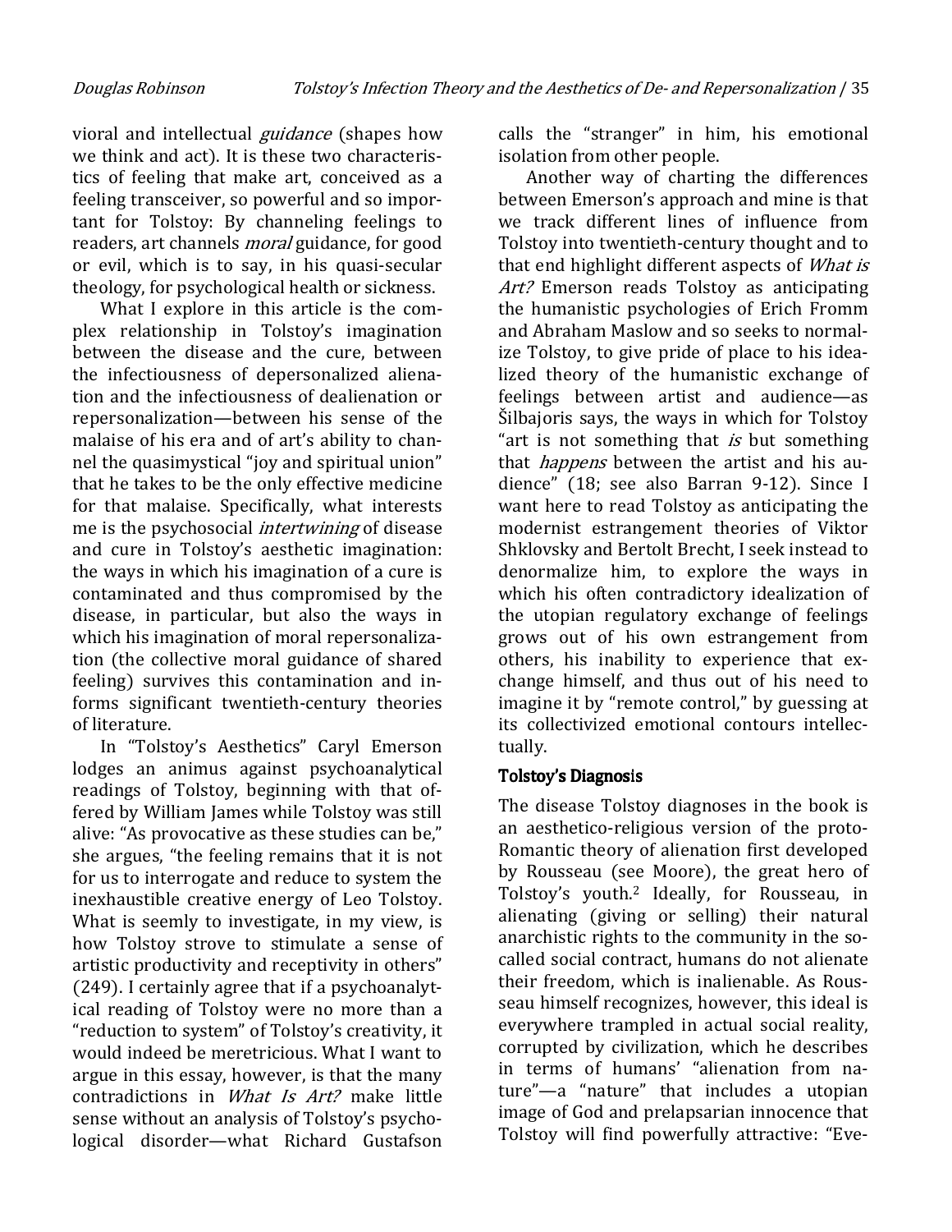violral and intellectual *guidance* (shapes how we think and act). It is these two characteristics of feeling that make art, conceived as a feeling transceiver, so powerful and so important for Tolstoy: By channeling feelings to readers, art channels *moral* guidance, for good or evil, which is to say, in his quasi-secular theology, for psychological health or sickness.

What I explore in this article is the complex relationship in Tolstoy's imagination between the disease and the cure, between the infectiousness of depersonalized alienation and the infectiousness of dealienation or repersonalization—between his sense of the malaise of his era and of art's ability to channel the quasimystical "joy and spiritual union" that he takes to be the only effective medicine for that malaise. Specifically, what interests me is the psychosocial *intertwining* of disease and cure in Tolstoy's aesthetic imagination: the ways in which his imagination of a cure is contaminated and thus compromised by the disease, in particular, but also the ways in which his imagination of moral repersonalization (the collective moral guidance of shared feeling) survives this contamination and informs significant twentieth-century theories of literature.

In "Tolstoy's Aesthetics" Caryl Emerson lodges an animus against psychoanalytical readings of Tolstoy, beginning with that offered by William James while Tolstoy was still alive: "As provocative as these studies can be," she argues, "the feeling remains that it is not for us to interrogate and reduce to system the inexhaustible creative energy of Leo Tolstoy. What is seemly to investigate, in my view, is how Tolstoy strove to stimulate a sense of artistic productivity and receptivity in others" (249). I certainly agree that if a psychoanalytical reading of Tolstoy were no more than a "reduction to system" of Tolstoy's creativity, it would indeed be meretricious. What I want to argue in this essay, however, is that the many contradictions in *What Is Art?* make little sense without an analysis of Tolstoy's psychological disorder—what Richard Gustafson calls the "stranger" in him, his emotional isolation from other people.

Another way of charting the differences between Emerson's approach and mine is that we track different lines of influence from Tolstoy into twentieth-century thought and to that end highlight different aspects of *What is Art?* Emerson reads Tolstoy as anticipating the humanistic psychologies of Erich Fromm and Abraham Maslow and so seeks to normalize Tolstoy, to give pride of place to his idealized theory of the humanistic exchange of feelings between artist and audience—as Šilbajoris says, the ways in which for Tolstoy "art is not something that *is* but something that *happens* between the artist and his audience" (18; see also Barran 9-12). Since I want here to read Tolstoy as anticipating the modernist estrangement theories of Viktor Shklovsky and Bertolt Brecht, I seek instead to denormalize him, to explore the ways in which his often contradictory idealization of the utopian regulatory exchange of feelings grows out of his own estrangement from others, his inability to experience that exchange himself, and thus out of his need to imagine it by "remote control," by guessing at its collectivized emotional contours intellectually.

## Tolstoy's Diagnosis

The disease Tolstoy diagnoses in the book is an aesthetico-religious version of the proto-Romantic theory of alienation first developed by Rousseau (see Moore), the great hero of Tolstoy's youth.[2] Ideally, for Rousseau, in alienating (giving or selling) their natural anarchistic rights to the community in the so-called social contract, humans do not alienate their freedom, which is inalienable. As Rousseau himself recognizes, however, this ideal is everywhere trampled in actual social reality, corrupted by civilization, which he describes in terms of humans' "alienation from nature"—a "nature" that includes a utopian image of God and prelapsarian innocence that Tolstoy will find powerfully attractive: "Eve-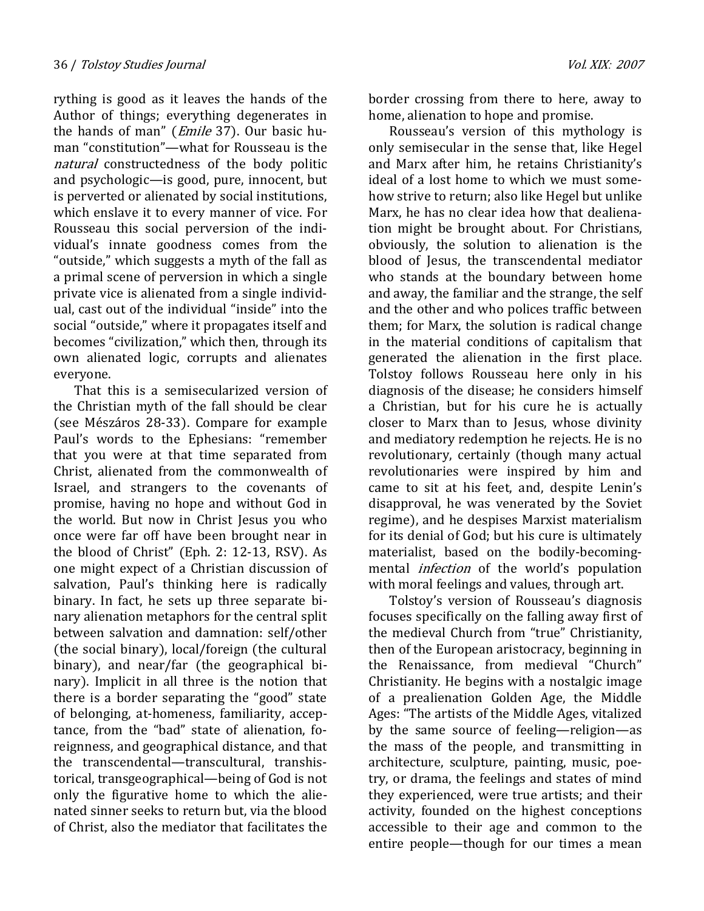rything is good as it leaves the hands of the Author of things; everything degenerates in the hands of man" (*Emile* 37). Our basic human "constitution"—what for Rousseau is the *natural* constructedness of the body politic and psychologic—is good, pure, innocent, but is perverted or alienated by social institutions, which enslave it to every manner of vice. For Rousseau this social perversion of the individual's innate goodness comes from the "outside," which suggests a myth of the fall as a primal scene of perversion in which a single private vice is alienated from a single individual, cast out of the individual "inside" into the social "outside," where it propagates itself and becomes "civilization," which then, through its own alienated logic, corrupts and alienates everyone.

That this is a semisecularized version of the Christian myth of the fall should be clear (see Mészáros 28-33). Compare for example Paul's words to the Ephesians: "remember that you were at that time separated from Christ, alienated from the commonwealth of Israel, and strangers to the covenants of promise, having no hope and without God in the world. But now in Christ Jesus you who once were far off have been brought near in the blood of Christ" (Eph. 2: 12-13, RSV). As one might expect of a Christian discussion of salvation, Paul's thinking here is radically binary. In fact, he sets up three separate binary alienation metaphors for the central split between salvation and damnation: self/other (the social binary), local/foreign (the cultural binary), and near/far (the geographical binary). Implicit in all three is the notion that there is a border separating the "good" state of belonging, at-homeness, familiarity, acceptance, from the "bad" state of alienation, foreignness, and geographical distance, and that the transcendental—transcultural, transhistorical, transgeographical—being of God is not only the figurative home to which the alienated sinner seeks to return but, via the blood of Christ, also the mediator that facilitates the border crossing from there to here, away to home, alienation to hope and promise.

Rousseau's version of this mythology is only semisecular in the sense that, like Hegel and Marx after him, he retains Christianity's ideal of a lost home to which we must somehow strive to return; also like Hegel but unlike Marx, he has no clear idea how that dealienation might be brought about. For Christians, obviously, the solution to alienation is the blood of Jesus, the transcendental mediator who stands at the boundary between home and away, the familiar and the strange, the self and the other and who polices traffic between them; for Marx, the solution is radical change in the material conditions of capitalism that generated the alienation in the first place. Tolstoy follows Rousseau here only in his diagnosis of the disease; he considers himself a Christian, but for his cure he is actually closer to Marx than to Jesus, whose divinity and mediatory redemption he rejects. He is no revolutionary, certainly (though many actual revolutionaries were inspired by him and came to sit at his feet, and, despite Lenin's disapproval, he was venerated by the Soviet regime), and he despises Marxist materialism for its denial of God; but his cure is ultimately materialist, based on the bodily-becoming-mental *infection* of the world's population with moral feelings and values, through art.

Tolstoy's version of Rousseau's diagnosis focuses specifically on the falling away first of the medieval Church from "true" Christianity, then of the European aristocracy, beginning in the Renaissance, from medieval "Church" Christianity. He begins with a nostalgic image of a prealienation Golden Age, the Middle Ages: "The artists of the Middle Ages, vitalized by the same source of feeling—religion—as the mass of the people, and transmitting in architecture, sculpture, painting, music, poetry, or drama, the feelings and states of mind they experienced, were true artists; and their activity, founded on the highest conceptions accessible to their age and common to the entire people—though for our times a mean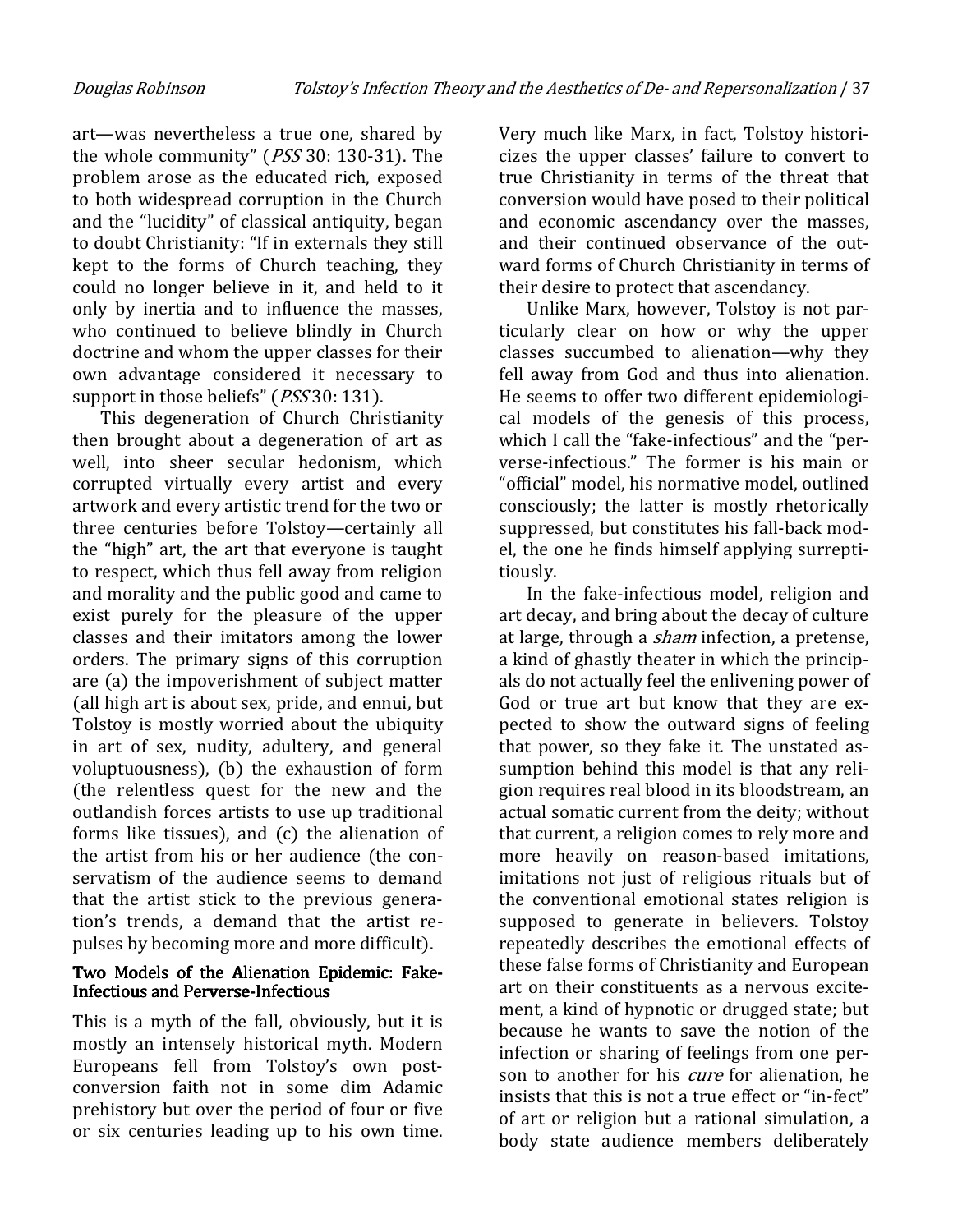art—was nevertheless a true one, shared by the whole community" (*PSS* 30: 130-31). The problem arose as the educated rich, exposed to both widespread corruption in the Church and the "lucidity" of classical antiquity, began to doubt Christianity: "If in externals they still kept to the forms of Church teaching, they could no longer believe in it, and held to it only by inertia and to influence the masses, who continued to believe blindly in Church doctrine and whom the upper classes for their own advantage considered it necessary to support in those beliefs" (*PSS* 30: 131).

This degeneration of Church Christianity then brought about a degeneration of art as well, into sheer secular hedonism, which corrupted virtually every artist and every artwork and every artistic trend for the two or three centuries before Tolstoy—certainly all the "high" art, the art that everyone is taught to respect, which thus fell away from religion and morality and the public good and came to exist purely for the pleasure of the upper classes and their imitators among the lower orders. The primary signs of this corruption are (a) the impoverishment of subject matter (all high art is about sex, pride, and ennui, but Tolstoy is mostly worried about the ubiquity in art of sex, nudity, adultery, and general voluptuousness), (b) the exhaustion of form (the relentless quest for the new and the outlandish forces artists to use up traditional forms like tissues), and (c) the alienation of the artist from his or her audience (the conservatism of the audience seems to demand that the artist stick to the previous generation's trends, a demand that the artist repulses by becoming more and more difficult).

## Two Models of the Alienation Epidemic: Fake-Infectious and Perverse-Infectious

This is a myth of the fall, obviously, but it is mostly an intensely historical myth. Modern Europeans fell from Tolstoy's own post-conversion faith not in some dim Adamic prehistory but over the period of four or five or six centuries leading up to his own time. Very much like Marx, in fact, Tolstoy historicizes the upper classes' failure to convert to true Christianity in terms of the threat that conversion would have posed to their political and economic ascendancy over the masses, and their continued observance of the outward forms of Church Christianity in terms of their desire to protect that ascendancy.

Unlike Marx, however, Tolstoy is not particularly clear on how or why the upper classes succumbed to alienation—why they fell away from God and thus into alienation. He seems to offer two different epidemiological models of the genesis of this process, which I call the "fake-infectious" and the "perverse-infectious." The former is his main or "official" model, his normative model, outlined consciously; the latter is mostly rhetorically suppressed, but constitutes his fall-back model, the one he finds himself applying surreptitiously.

In the fake-infectious model, religion and art decay, and bring about the decay of culture at large, through a *sham* infection, a pretense, a kind of ghastly theater in which the principals do not actually feel the enlivening power of God or true art but know that they are expected to show the outward signs of feeling that power, so they fake it. The unstated assumption behind this model is that any religion requires real blood in its bloodstream, an actual somatic current from the deity; without that current, a religion comes to rely more and more heavily on reason-based imitations, imitations not just of religious rituals but of the conventional emotional states religion is supposed to generate in believers. Tolstoy repeatedly describes the emotional effects of these false forms of Christianity and European art on their constituents as a nervous excitement, a kind of hypnotic or drugged state; but because he wants to save the notion of the infection or sharing of feelings from one person to another for his *cure* for alienation, he insists that this is not a true effect or "in-fect" of art or religion but a rational simulation, a body state audience members deliberately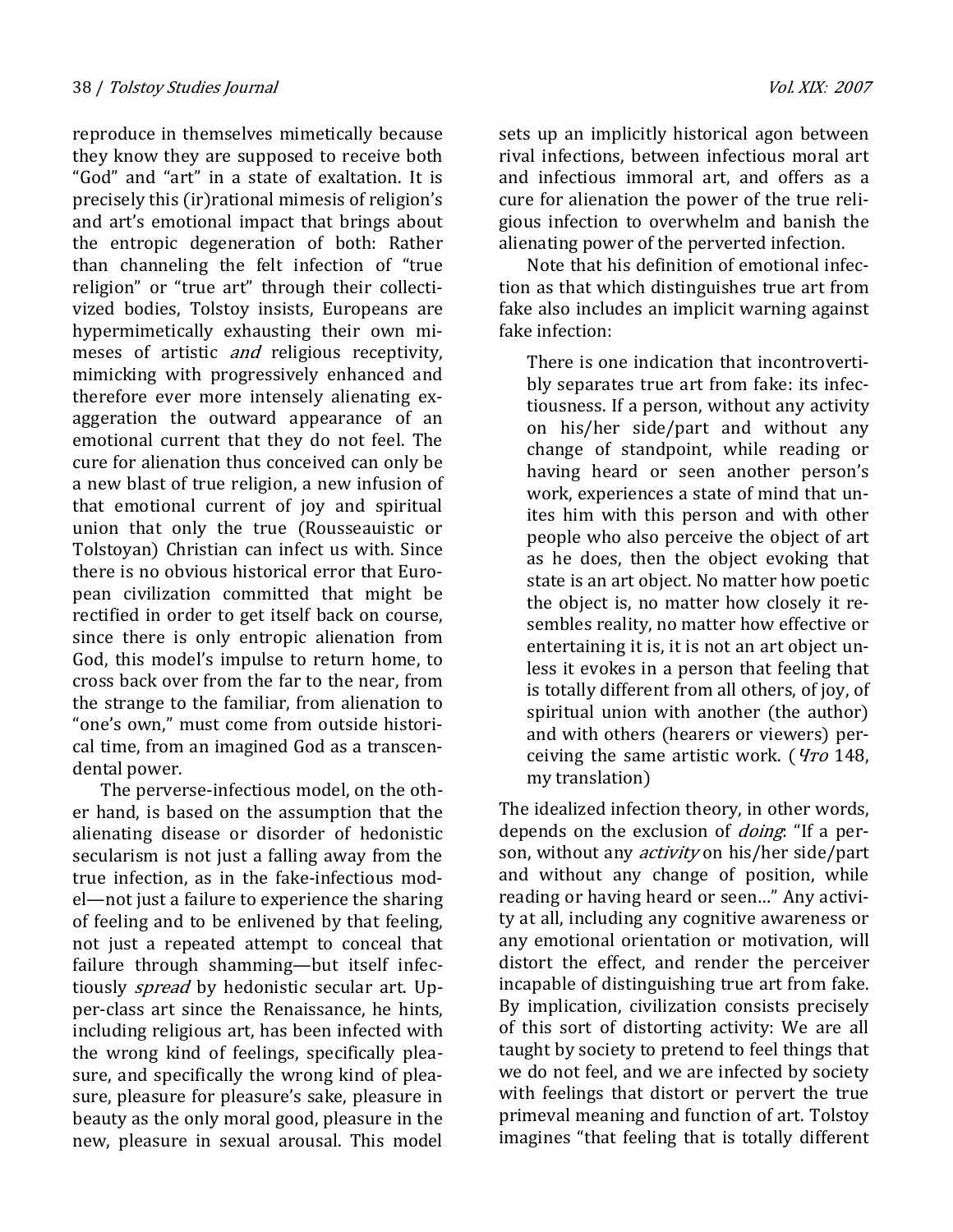reproduce in themselves mimetically because they know they are supposed to receive both "God" and "art" in a state of exaltation. It is precisely this (ir)rational mimesis of religion's and art's emotional impact that brings about the entropic degeneration of both: Rather than channeling the felt infection of "true religion" or "true art" through their collectivized bodies, Tolstoy insists, Europeans are hypermimetically exhausting their own mimeses of artistic *and* religious receptivity, mimicking with progressively enhanced and therefore ever more intensely alienating exaggeration the outward appearance of an emotional current that they do not feel. The cure for alienation thus conceived can only be a new blast of true religion, a new infusion of that emotional current of joy and spiritual union that only the true (Rousseauistic or Tolstoyan) Christian can infect us with. Since there is no obvious historical error that European civilization committed that might be rectified in order to get itself back on course, since there is only entropic alienation from God, this model's impulse to return home, to cross back over from the far to the near, from the strange to the familiar, from alienation to "one's own," must come from outside historical time, from an imagined God as a transcendental power.

The perverse-infectious model, on the other hand, is based on the assumption that the alienating disease or disorder of hedonistic secularism is not just a falling away from the true infection, as in the fake-infectious model—not just a failure to experience the sharing of feeling and to be enlivened by that feeling, not just a repeated attempt to conceal that failure through shamming—but itself infectiously *spread* by hedonistic secular art. Upper-class art since the Renaissance, he hints, including religious art, has been infected with the wrong kind of feelings, specifically pleasure, and specifically the wrong kind of pleasure, pleasure for pleasure's sake, pleasure in beauty as the only moral good, pleasure in the new, pleasure in sexual arousal. This model sets up an implicitly historical agon between rival infections, between infectious moral art and infectious immoral art, and offers as a cure for alienation the power of the true religious infection to overwhelm and banish the alienating power of the perverted infection.

Note that his definition of emotional infection as that which distinguishes true art from fake also includes an implicit warning against fake infection:

> There is one indication that incontrovertibly separates true art from fake: its infectiousness. If a person, without any activity on his/her side/part and without any change of standpoint, while reading or having heard or seen another person's work, experiences a state of mind that unites him with this person and with other people who also perceive the object of art as he does, then the object evoking that state is an art object. No matter how poetic the object is, no matter how closely it resembles reality, no matter how effective or entertaining it is, it is not an art object unless it evokes in a person that feeling that is totally different from all others, of joy, of spiritual union with another (the author) and with others (hearers or viewers) perceiving the same artistic work. (*Что* 148, my translation)

The idealized infection theory, in other words, depends on the exclusion of *doing*: "If a person, without any *activity* on his/her side/part and without any change of position, while reading or having heard or seen..." Any activity at all, including any cognitive awareness or any emotional orientation or motivation, will distort the effect, and render the perceiver incapable of distinguishing true art from fake. By implication, civilization consists precisely of this sort of distorting activity: We are all taught by society to pretend to feel things that we do not feel, and we are infected by society with feelings that distort or pervert the true primeval meaning and function of art. Tolstoy imagines "that feeling that is totally different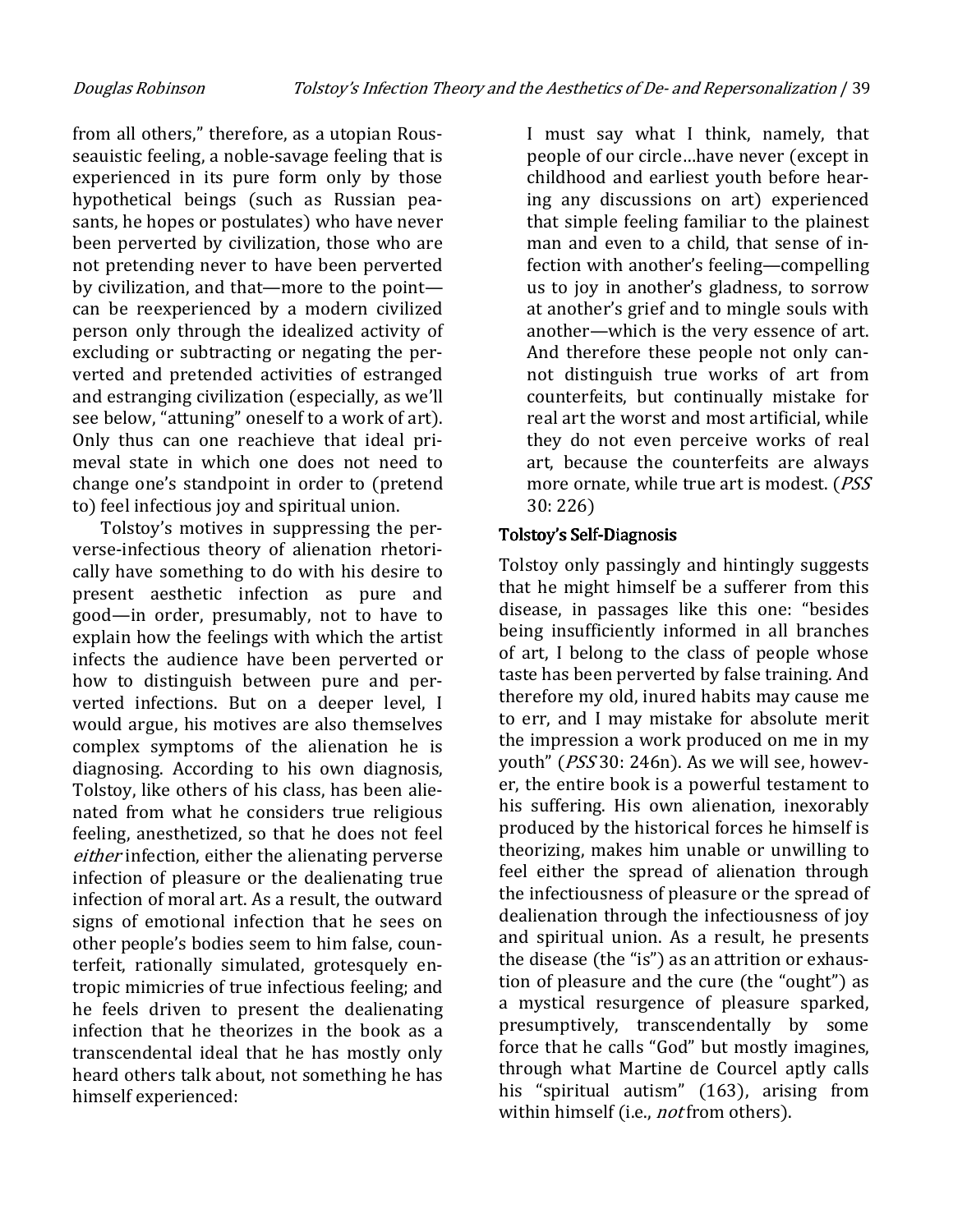from all others," therefore, as a utopian Rousseauistic feeling, a noble-savage feeling that is experienced in its pure form only by those hypothetical beings (such as Russian peasants, he hopes or postulates) who have never been perverted by civilization, those who are not pretending never to have been perverted by civilization, and that—more to the point—can be reexperienced by a modern civilized person only through the idealized activity of excluding or subtracting or negating the perverted and pretended activities of estranged and estranging civilization (especially, as we'll see below, "attuning" oneself to a work of art). Only thus can one reachieve that ideal primeval state in which one does not need to change one's standpoint in order to (pretend to) feel infectious joy and spiritual union.

Tolstoy's motives in suppressing the perverse-infectious theory of alienation rhetorically have something to do with his desire to present aesthetic infection as pure and good—in order, presumably, not to have to explain how the feelings with which the artist infects the audience have been perverted or how to distinguish between pure and perverted infections. But on a deeper level, I would argue, his motives are also themselves complex symptoms of the alienation he is diagnosing. According to his own diagnosis, Tolstoy, like others of his class, has been alienated from what he considers true religious feeling, anesthetized, so that he does not feel *either* infection, either the alienating perverse infection of pleasure or the dealienating true infection of moral art. As a result, the outward signs of emotional infection that he sees on other people's bodies seem to him false, counterfeit, rationally simulated, grotesquely entropic mimicries of true infectious feeling; and he feels driven to present the dealienating infection that he theorizes in the book as a transcendental ideal that he has mostly only heard others talk about, not something he has himself experienced:

> I must say what I think, namely, that people of our circle…have never (except in childhood and earliest youth before hearing any discussions on art) experienced that simple feeling familiar to the plainest man and even to a child, that sense of infection with another's feeling—compelling us to joy in another's gladness, to sorrow at another's grief and to mingle souls with another—which is the very essence of art. And therefore these people not only cannot distinguish true works of art from counterfeits, but continually mistake for real art the worst and most artificial, while they do not even perceive works of real art, because the counterfeits are always more ornate, while true art is modest. (*PSS* 30: 226)

### Tolstoy's Self-Diagnosis

Tolstoy only passingly and hintingly suggests that he might himself be a sufferer from this disease, in passages like this one: "besides being insufficiently informed in all branches of art, I belong to the class of people whose taste has been perverted by false training. And therefore my old, inured habits may cause me to err, and I may mistake for absolute merit the impression a work produced on me in my youth" (*PSS* 30: 246n). As we will see, however, the entire book is a powerful testament to his suffering. His own alienation, inexorably produced by the historical forces he himself is theorizing, makes him unable or unwilling to feel either the spread of alienation through the infectiousness of pleasure or the spread of dealienation through the infectiousness of joy and spiritual union. As a result, he presents the disease (the "is") as an attrition or exhaustion of pleasure and the cure (the "ought") as a mystical resurgence of pleasure sparked, presumptively, transcendentally by some force that he calls "God" but mostly imagines, through what Martine de Courcel aptly calls his "spiritual autism" (163), arising from within himself (i.e., *not* from others).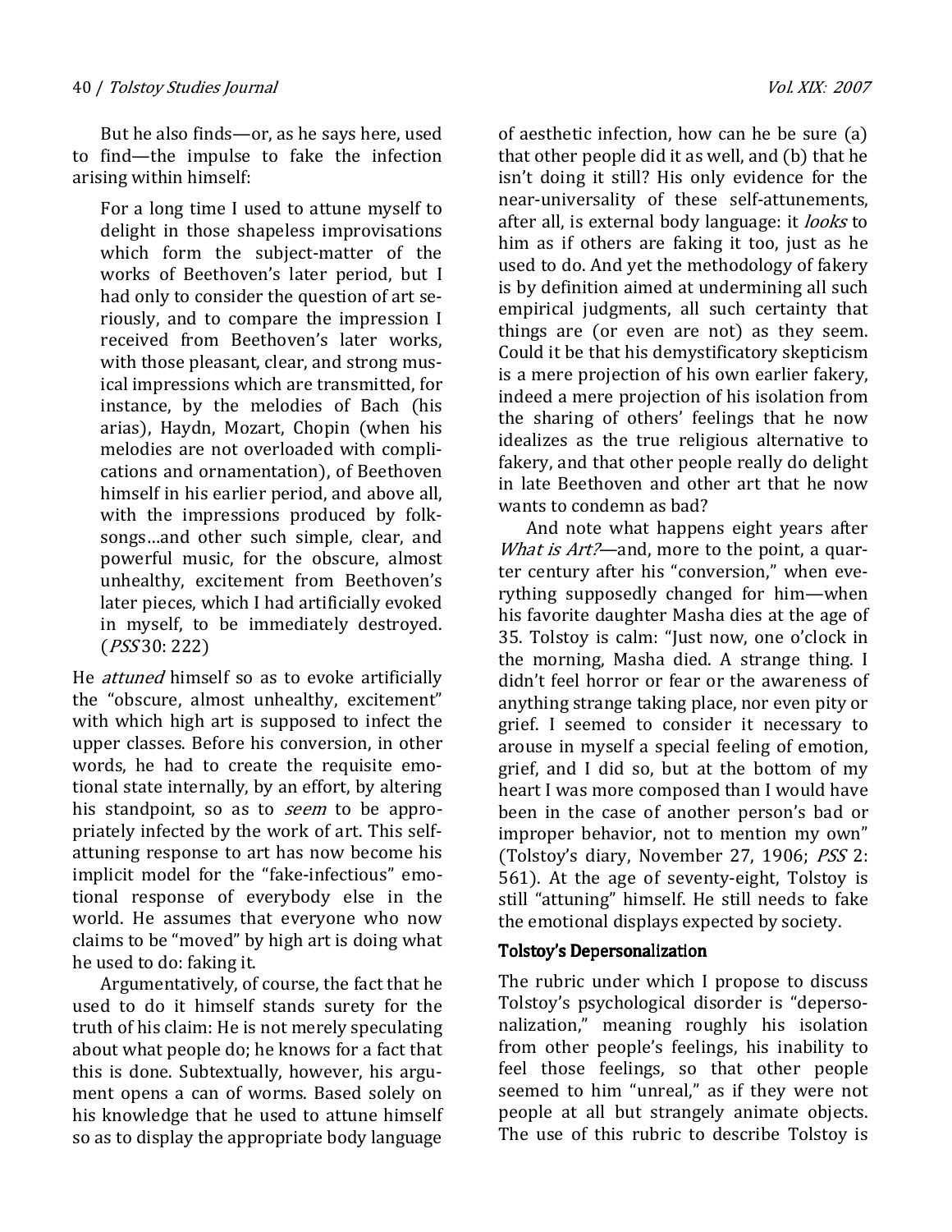But he also finds—or, as he says here, used to find—the impulse to fake the infection arising within himself:

> For a long time I used to attune myself to delight in those shapeless improvisations which form the subject-matter of the works of Beethoven's later period, but I had only to consider the question of art seriously, and to compare the impression I received from Beethoven's later works, with those pleasant, clear, and strong musical impressions which are transmitted, for instance, by the melodies of Bach (his arias), Haydn, Mozart, Chopin (when his melodies are not overloaded with complications and ornamentation), of Beethoven himself in his earlier period, and above all, with the impressions produced by folk-songs…and other such simple, clear, and powerful music, for the obscure, almost unhealthy, excitement from Beethoven's later pieces, which I had artificially evoked in myself, to be immediately destroyed. (*PSS* 30: 222)

He *attuned* himself so as to evoke artificially the "obscure, almost unhealthy, excitement" with which high art is supposed to infect the upper classes. Before his conversion, in other words, he had to create the requisite emotional state internally, by an effort, by altering his standpoint, so as to *seem* to be appropriately infected by the work of art. This self-attuning response to art has now become his implicit model for the "fake-infectious" emotional response of everybody else in the world. He assumes that everyone who now claims to be "moved" by high art is doing what he used to do: faking it.

Argumentatively, of course, the fact that he used to do it himself stands surety for the truth of his claim: He is not merely speculating about what people do; he knows for a fact that this is done. Subtextually, however, his argument opens a can of worms. Based solely on his knowledge that he used to attune himself so as to display the appropriate body language of aesthetic infection, how can he be sure (a) that other people did it as well, and (b) that he isn't doing it still? His only evidence for the near-universality of these self-attunements, after all, is external body language: it *looks* to him as if others are faking it too, just as he used to do. And yet the methodology of fakery is by definition aimed at undermining all such empirical judgments, all such certainty that things are (or even are not) as they seem. Could it be that his demystificatory skepticism is a mere projection of his own earlier fakery, indeed a mere projection of his isolation from the sharing of others' feelings that he now idealizes as the true religious alternative to fakery, and that other people really do delight in late Beethoven and other art that he now wants to condemn as bad?

And note what happens eight years after *What is Art?*—and, more to the point, a quarter century after his "conversion," when everything supposedly changed for him—when his favorite daughter Masha dies at the age of 35. Tolstoy is calm: "Just now, one o'clock in the morning, Masha died. A strange thing. I didn't feel horror or fear or the awareness of anything strange taking place, nor even pity or grief. I seemed to consider it necessary to arouse in myself a special feeling of emotion, grief, and I did so, but at the bottom of my heart I was more composed than I would have been in the case of another person's bad or improper behavior, not to mention my own" (Tolstoy's diary, November 27, 1906; *PSS* 2: 561). At the age of seventy-eight, Tolstoy is still "attuning" himself. He still needs to fake the emotional displays expected by society.

## Tolstoy's Depersonalization

The rubric under which I propose to discuss Tolstoy's psychological disorder is "depersonalization," meaning roughly his isolation from other people's feelings, his inability to feel those feelings, so that other people seemed to him "unreal," as if they were not people at all but strangely animate objects. The use of this rubric to describe Tolstoy is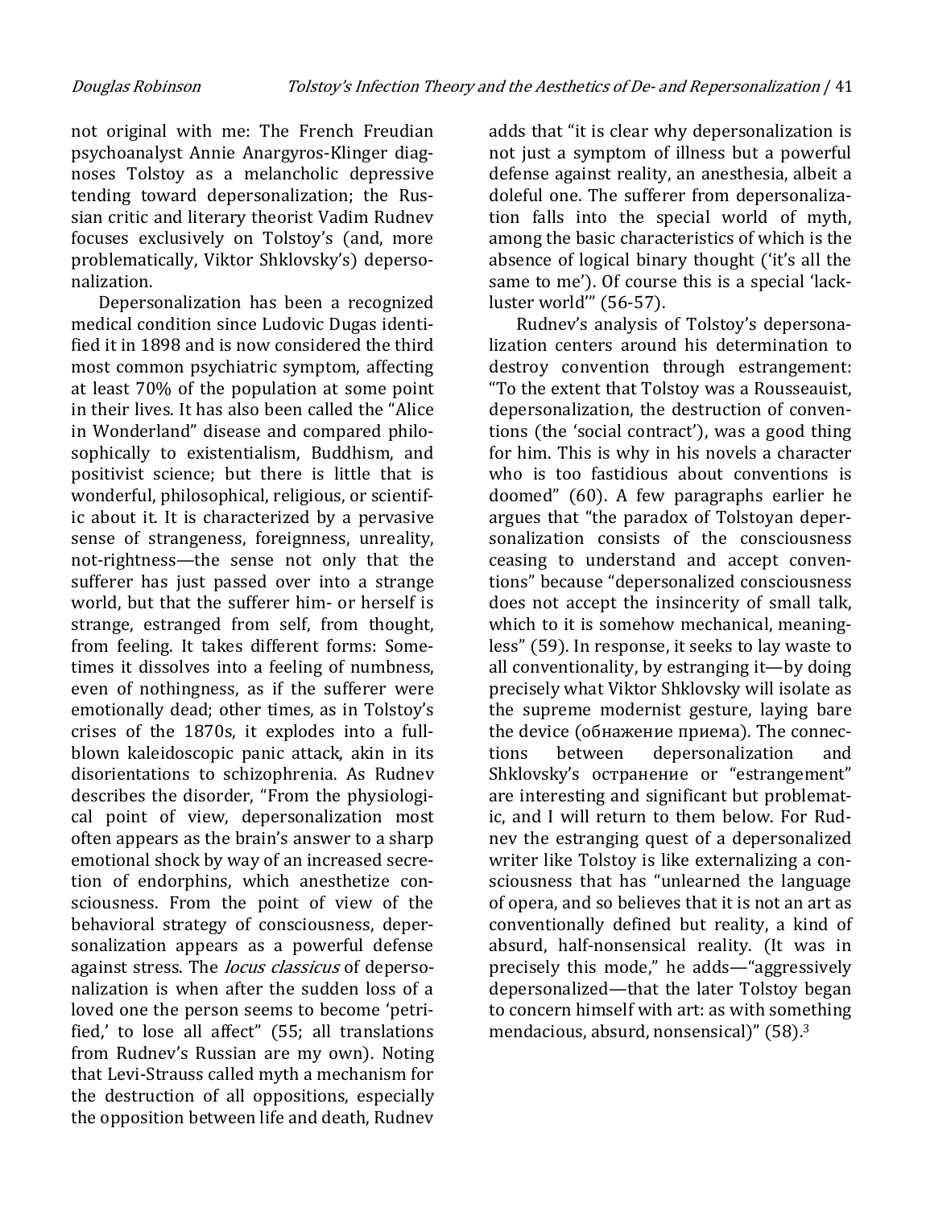not original with me: The French Freudian psychoanalyst Annie Anargyros-Klinger diagnoses Tolstoy as a melancholic depressive tending toward depersonalization; the Russian critic and literary theorist Vadim Rudnev focuses exclusively on Tolstoy's (and, more problematically, Viktor Shklovsky's) depersonalization.

Depersonalization has been a recognized medical condition since Ludovic Dugas identified it in 1898 and is now considered the third most common psychiatric symptom, affecting at least 70% of the population at some point in their lives. It has also been called the "Alice in Wonderland" disease and compared philosophically to existentialism, Buddhism, and positivist science; but there is little that is wonderful, philosophical, religious, or scientific about it. It is characterized by a pervasive sense of strangeness, foreignness, unreality, not-rightness—the sense not only that the sufferer has just passed over into a strange world, but that the sufferer him- or herself is strange, estranged from self, from thought, from feeling. It takes different forms: Sometimes it dissolves into a feeling of numbness, even of nothingness, as if the sufferer were emotionally dead; other times, as in Tolstoy's crises of the 1870s, it explodes into a full-blown kaleidoscopic panic attack, akin in its disorientations to schizophrenia. As Rudnev describes the disorder, "From the physiological point of view, depersonalization most often appears as the brain's answer to a sharp emotional shock by way of an increased secretion of endorphins, which anesthetize consciousness. From the point of view of the behavioral strategy of consciousness, depersonalization appears as a powerful defense against stress. The *locus classicus* of depersonalization is when after the sudden loss of a loved one the person seems to become 'petrified,' to lose all affect" (55; all translations from Rudnev's Russian are my own). Noting that Levi-Strauss called myth a mechanism for the destruction of all oppositions, especially the opposition between life and death, Rudnev adds that "it is clear why depersonalization is not just a symptom of illness but a powerful defense against reality, an anesthesia, albeit a doleful one. The sufferer from depersonalization falls into the special world of myth, among the basic characteristics of which is the absence of logical binary thought ('it's all the same to me'). Of course this is a special 'lackluster world'" (56-57).

Rudnev's analysis of Tolstoy's depersonalization centers around his determination to destroy convention through estrangement: "To the extent that Tolstoy was a Rousseauist, depersonalization, the destruction of conventions (the 'social contract'), was a good thing for him. This is why in his novels a character who is too fastidious about conventions is doomed" (60). A few paragraphs earlier he argues that "the paradox of Tolstoyan depersonalization consists of the consciousness ceasing to understand and accept conventions" because "depersonalized consciousness does not accept the insincerity of small talk, which to it is somehow mechanical, meaningless" (59). In response, it seeks to lay waste to all conventionality, by estranging it—by doing precisely what Viktor Shklovsky will isolate as the supreme modernist gesture, laying bare the device (обнажение приема). The connections between depersonalization and Shklovsky's остранение or "estrangement" are interesting and significant but problematic, and I will return to them below. For Rudnev the estranging quest of a depersonalized writer like Tolstoy is like externalizing a consciousness that has "unlearned the language of opera, and so believes that it is not an art as conventionally defined but reality, a kind of absurd, half-nonsensical reality. (It was in precisely this mode," he adds—"aggressively depersonalized—that the later Tolstoy began to concern himself with art: as with something mendacious, absurd, nonsensical)" (58).[3]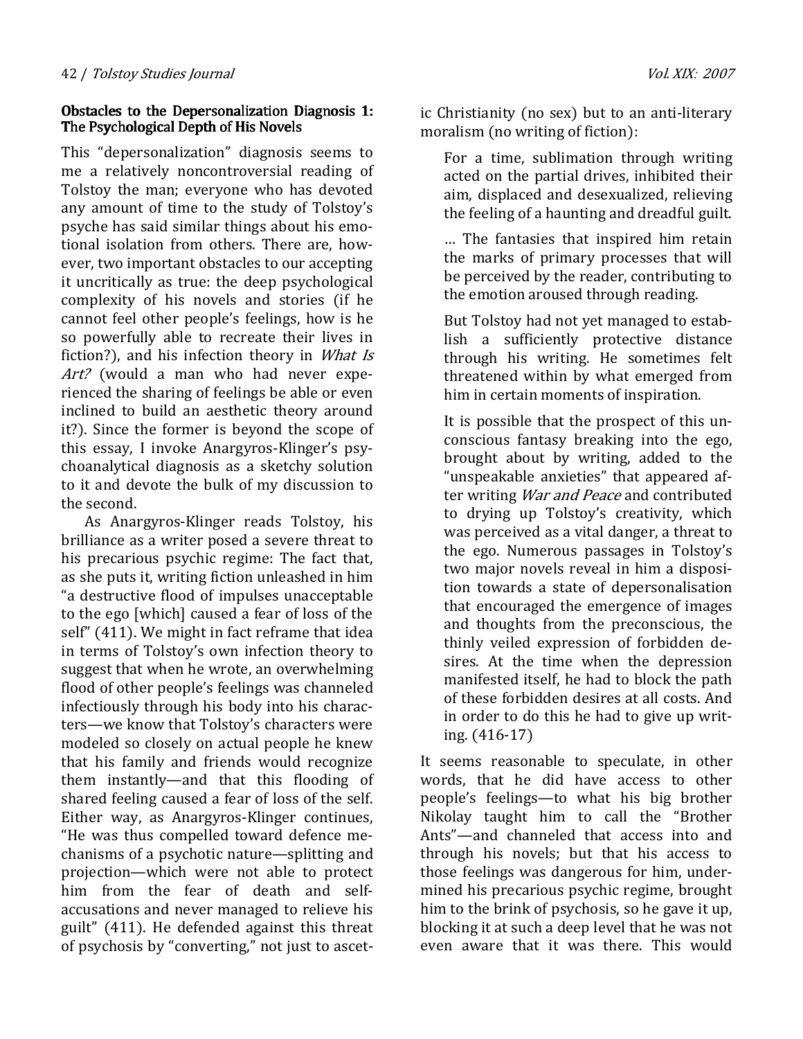### Obstacles to the Depersonalization Diagnosis 1: The Psychological Depth of His Novels

This "depersonalization" diagnosis seems to me a relatively noncontroversial reading of Tolstoy the man; everyone who has devoted any amount of time to the study of Tolstoy's psyche has said similar things about his emotional isolation from others. There are, however, two important obstacles to our accepting it uncritically as true: the deep psychological complexity of his novels and stories (if he cannot feel other people's feelings, how is he so powerfully able to recreate their lives in fiction?), and his infection theory in *What Is Art?* (would a man who had never experienced the sharing of feelings be able or even inclined to build an aesthetic theory around it?). Since the former is beyond the scope of this essay, I invoke Anargyros-Klinger's psychoanalytical diagnosis as a sketchy solution to it and devote the bulk of my discussion to the second.

As Anargyros-Klinger reads Tolstoy, his brilliance as a writer posed a severe threat to his precarious psychic regime: The fact that, as she puts it, writing fiction unleashed in him "a destructive flood of impulses unacceptable to the ego [which] caused a fear of loss of the self" (411). We might in fact reframe that idea in terms of Tolstoy's own infection theory to suggest that when he wrote, an overwhelming flood of other people's feelings was channeled infectiously through his body into his characters—we know that Tolstoy's characters were modeled so closely on actual people he knew that his family and friends would recognize them instantly—and that this flooding of shared feeling caused a fear of loss of the self. Either way, as Anargyros-Klinger continues, "He was thus compelled toward defence mechanisms of a psychotic nature—splitting and projection—which were not able to protect him from the fear of death and self-accusations and never managed to relieve his guilt" (411). He defended against this threat of psychosis by "converting," not just to ascetic Christianity (no sex) but to an anti-literary moralism (no writing of fiction):

> For a time, sublimation through writing acted on the partial drives, inhibited their aim, displaced and desexualized, relieving the feeling of a haunting and dreadful guilt.
>
> … The fantasies that inspired him retain the marks of primary processes that will be perceived by the reader, contributing to the emotion aroused through reading.
>
> But Tolstoy had not yet managed to establish a sufficiently protective distance through his writing. He sometimes felt threatened within by what emerged from him in certain moments of inspiration.
>
> It is possible that the prospect of this unconscious fantasy breaking into the ego, brought about by writing, added to the "unspeakable anxieties" that appeared after writing *War and Peace* and contributed to drying up Tolstoy's creativity, which was perceived as a vital danger, a threat to the ego. Numerous passages in Tolstoy's two major novels reveal in him a disposition towards a state of depersonalisation that encouraged the emergence of images and thoughts from the preconscious, the thinly veiled expression of forbidden desires. At the time when the depression manifested itself, he had to block the path of these forbidden desires at all costs. And in order to do this he had to give up writing. (416-17)

It seems reasonable to speculate, in other words, that he did have access to other people's feelings—to what his big brother Nikolay taught him to call the "Brother Ants"—and channeled that access into and through his novels; but that his access to those feelings was dangerous for him, undermined his precarious psychic regime, brought him to the brink of psychosis, so he gave it up, blocking it at such a deep level that he was not even aware that it was there. This would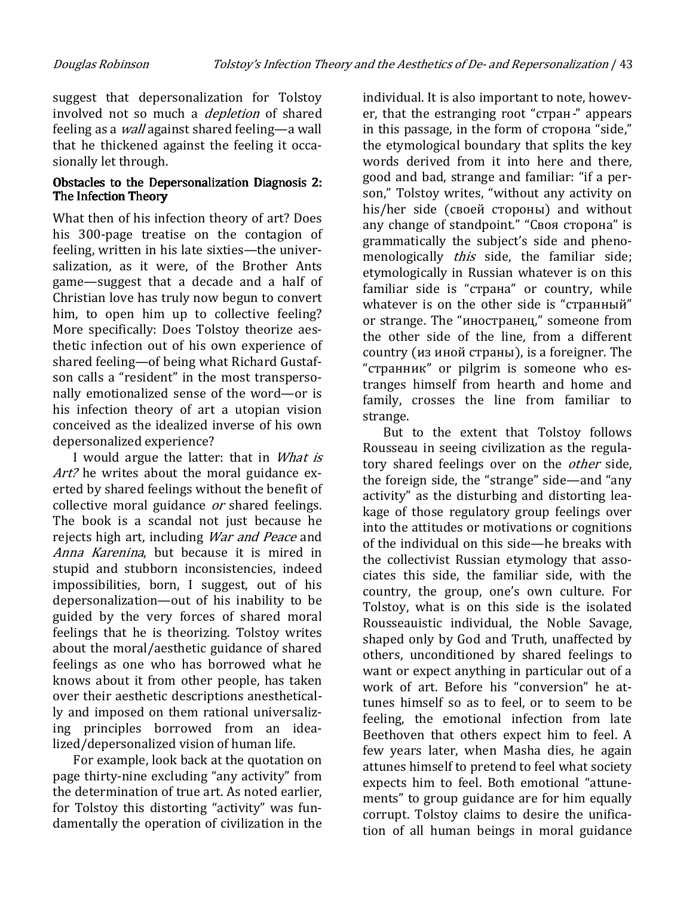suggest that depersonalization for Tolstoy involved not so much a *depletion* of shared feeling as a *wall* against shared feeling—a wall that he thickened against the feeling it occasionally let through.

### Obstacles to the Depersonalization Diagnosis 2: The Infection Theory

What then of his infection theory of art? Does his 300-page treatise on the contagion of feeling, written in his late sixties—the universalization, as it were, of the Brother Ants game—suggest that a decade and a half of Christian love has truly now begun to convert him, to open him up to collective feeling? More specifically: Does Tolstoy theorize aesthetic infection out of his own experience of shared feeling—of being what Richard Gustafson calls a "resident" in the most transpersonally emotionalized sense of the word—or is his infection theory of art a utopian vision conceived as the idealized inverse of his own depersonalized experience?

I would argue the latter: that in *What is Art?* he writes about the moral guidance exerted by shared feelings without the benefit of collective moral guidance *or* shared feelings. The book is a scandal not just because he rejects high art, including *War and Peace* and *Anna Karenina*, but because it is mired in stupid and stubborn inconsistencies, indeed impossibilities, born, I suggest, out of his depersonalization—out of his inability to be guided by the very forces of shared moral feelings that he is theorizing. Tolstoy writes about the moral/aesthetic guidance of shared feelings as one who has borrowed what he knows about it from other people, has taken over their aesthetic descriptions anesthetically and imposed on them rational universalizing principles borrowed from an idealized/depersonalized vision of human life.

For example, look back at the quotation on page thirty-nine excluding "any activity" from the determination of true art. As noted earlier, for Tolstoy this distorting "activity" was fundamentally the operation of civilization in the individual. It is also important to note, however, that the estranging root "стран-" appears in this passage, in the form of сторона "side," the etymological boundary that splits the key words derived from it into here and there, good and bad, strange and familiar: "if a person," Tolstoy writes, "without any activity on his/her side (своей стороны) and without any change of standpoint." "Своя сторона" is grammatically the subject's side and phenomenologically *this* side, the familiar side; etymologically in Russian whatever is on this familiar side is "страна" or country, while whatever is on the other side is "странный" or strange. The "иностранец," someone from the other side of the line, from a different country (из иной страны), is a foreigner. The "странник" or pilgrim is someone who estranges himself from hearth and home and family, crosses the line from familiar to strange.

But to the extent that Tolstoy follows Rousseau in seeing civilization as the regulatory shared feelings over on the *other* side, the foreign side, the "strange" side—and "any activity" as the disturbing and distorting leakage of those regulatory group feelings over into the attitudes or motivations or cognitions of the individual on this side—he breaks with the collectivist Russian etymology that associates this side, the familiar side, with the country, the group, one's own culture. For Tolstoy, what is on this side is the isolated Rousseauistic individual, the Noble Savage, shaped only by God and Truth, unaffected by others, unconditioned by shared feelings to want or expect anything in particular out of a work of art. Before his "conversion" he attunes himself so as to feel, or to seem to be feeling, the emotional infection from late Beethoven that others expect him to feel. A few years later, when Masha dies, he again attunes himself to pretend to feel what society expects him to feel. Both emotional "attunements" to group guidance are for him equally corrupt. Tolstoy claims to desire the unification of all human beings in moral guidance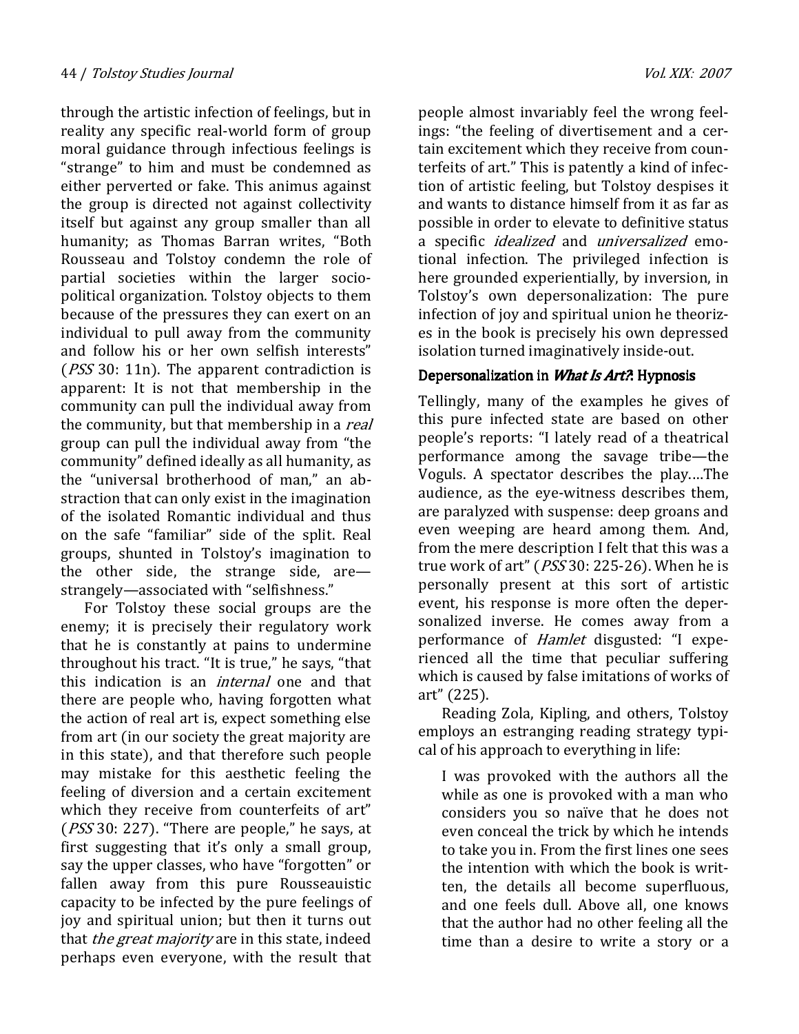through the artistic infection of feelings, but in reality any specific real-world form of group moral guidance through infectious feelings is "strange" to him and must be condemned as either perverted or fake. This animus against the group is directed not against collectivity itself but against any group smaller than all humanity; as Thomas Barran writes, "Both Rousseau and Tolstoy condemn the role of partial societies within the larger socio-political organization. Tolstoy objects to them because of the pressures they can exert on an individual to pull away from the community and follow his or her own selfish interests" (*PSS* 30: 11n). The apparent contradiction is apparent: It is not that membership in the community can pull the individual away from the community, but that membership in a *real* group can pull the individual away from "the community" defined ideally as all humanity, as the "universal brotherhood of man," an abstraction that can only exist in the imagination of the isolated Romantic individual and thus on the safe "familiar" side of the split. Real groups, shunted in Tolstoy's imagination to the other side, the strange side, are—strangely—associated with "selfishness."

For Tolstoy these social groups are the enemy; it is precisely their regulatory work that he is constantly at pains to undermine throughout his tract. "It is true," he says, "that this indication is an *internal* one and that there are people who, having forgotten what the action of real art is, expect something else from art (in our society the great majority are in this state), and that therefore such people may mistake for this aesthetic feeling the feeling of diversion and a certain excitement which they receive from counterfeits of art" (*PSS* 30: 227). "There are people," he says, at first suggesting that it's only a small group, say the upper classes, who have "forgotten" or fallen away from this pure Rousseauistic capacity to be infected by the pure feelings of joy and spiritual union; but then it turns out that *the great majority* are in this state, indeed perhaps even everyone, with the result that people almost invariably feel the wrong feelings: "the feeling of divertisement and a certain excitement which they receive from counterfeits of art." This is patently a kind of infection of artistic feeling, but Tolstoy despises it and wants to distance himself from it as far as possible in order to elevate to definitive status a specific *idealized* and *universalized* emotional infection. The privileged infection is here grounded experientially, by inversion, in Tolstoy's own depersonalization: The pure infection of joy and spiritual union he theorizes in the book is precisely his own depressed isolation turned imaginatively inside-out.

### Depersonalization in *What Is Art?*: Hypnosis

Tellingly, many of the examples he gives of this pure infected state are based on other people's reports: "I lately read of a theatrical performance among the savage tribe—the Voguls. A spectator describes the play….The audience, as the eye-witness describes them, are paralyzed with suspense: deep groans and even weeping are heard among them. And, from the mere description I felt that this was a true work of art" (*PSS* 30: 225-26). When he is personally present at this sort of artistic event, his response is more often the depersonalized inverse. He comes away from a performance of *Hamlet* disgusted: "I experienced all the time that peculiar suffering which is caused by false imitations of works of art" (225).

Reading Zola, Kipling, and others, Tolstoy employs an estranging reading strategy typical of his approach to everything in life:

> I was provoked with the authors all the while as one is provoked with a man who considers you so naïve that he does not even conceal the trick by which he intends to take you in. From the first lines one sees the intention with which the book is written, the details all become superfluous, and one feels dull. Above all, one knows that the author had no other feeling all the time than a desire to write a story or a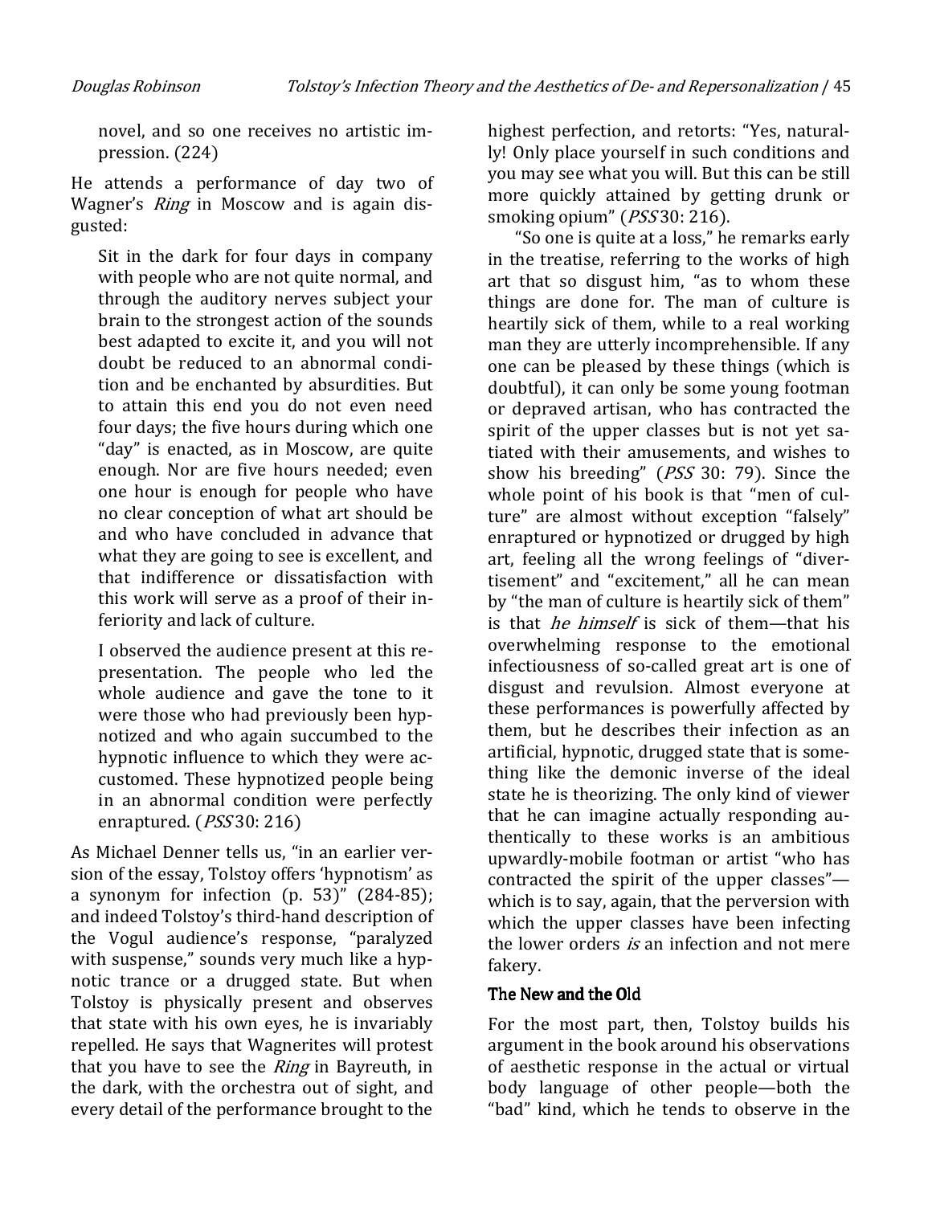novel, and so one receives no artistic impression. (224)

He attends a performance of day two of Wagner's *Ring* in Moscow and is again disgusted:

> Sit in the dark for four days in company with people who are not quite normal, and through the auditory nerves subject your brain to the strongest action of the sounds best adapted to excite it, and you will not doubt be reduced to an abnormal condition and be enchanted by absurdities. But to attain this end you do not even need four days; the five hours during which one "day" is enacted, as in Moscow, are quite enough. Nor are five hours needed; even one hour is enough for people who have no clear conception of what art should be and who have concluded in advance that what they are going to see is excellent, and that indifference or dissatisfaction with this work will serve as a proof of their inferiority and lack of culture.
>
> I observed the audience present at this representation. The people who led the whole audience and gave the tone to it were those who had previously been hypnotized and who again succumbed to the hypnotic influence to which they were accustomed. These hypnotized people being in an abnormal condition were perfectly enraptured. (*PSS* 30: 216)

As Michael Denner tells us, "in an earlier version of the essay, Tolstoy offers 'hypnotism' as a synonym for infection (p. 53)" (284-85); and indeed Tolstoy's third-hand description of the Vogul audience's response, "paralyzed with suspense," sounds very much like a hypnotic trance or a drugged state. But when Tolstoy is physically present and observes that state with his own eyes, he is invariably repelled. He says that Wagnerites will protest that you have to see the *Ring* in Bayreuth, in the dark, with the orchestra out of sight, and every detail of the performance brought to the highest perfection, and retorts: "Yes, naturally! Only place yourself in such conditions and you may see what you will. But this can be still more quickly attained by getting drunk or smoking opium" (*PSS* 30: 216).

"So one is quite at a loss," he remarks early in the treatise, referring to the works of high art that so disgust him, "as to whom these things are done for. The man of culture is heartily sick of them, while to a real working man they are utterly incomprehensible. If any one can be pleased by these things (which is doubtful), it can only be some young footman or depraved artisan, who has contracted the spirit of the upper classes but is not yet satiated with their amusements, and wishes to show his breeding" (*PSS* 30: 79). Since the whole point of his book is that "men of culture" are almost without exception "falsely" enraptured or hypnotized or drugged by high art, feeling all the wrong feelings of "divertisement" and "excitement," all he can mean by "the man of culture is heartily sick of them" is that *he himself* is sick of them—that his overwhelming response to the emotional infectiousness of so-called great art is one of disgust and revulsion. Almost everyone at these performances is powerfully affected by them, but he describes their infection as an artificial, hypnotic, drugged state that is something like the demonic inverse of the ideal state he is theorizing. The only kind of viewer that he can imagine actually responding authentically to these works is an ambitious upwardly-mobile footman or artist "who has contracted the spirit of the upper classes"—which is to say, again, that the perversion with which the upper classes have been infecting the lower orders *is* an infection and not mere fakery.

## The New and the Old

For the most part, then, Tolstoy builds his argument in the book around his observations of aesthetic response in the actual or virtual body language of other people—both the "bad" kind, which he tends to observe in the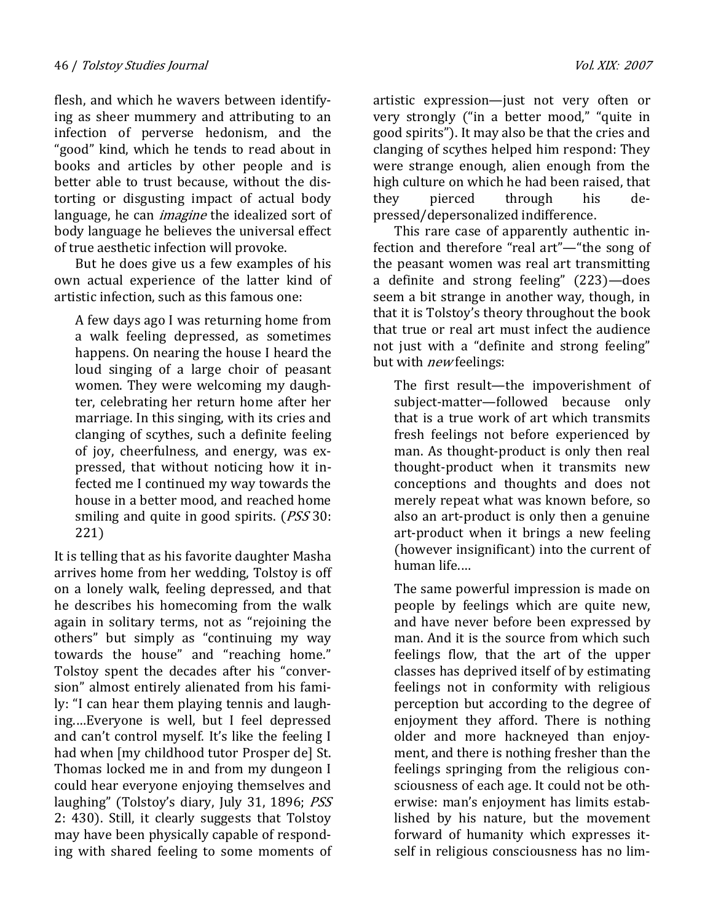flesh, and which he wavers between identifying as sheer mummery and attributing to an infection of perverse hedonism, and the "good" kind, which he tends to read about in books and articles by other people and is better able to trust because, without the distorting or disgusting impact of actual body language, he can *imagine* the idealized sort of body language he believes the universal effect of true aesthetic infection will provoke.

But he does give us a few examples of his own actual experience of the latter kind of artistic infection, such as this famous one:

> A few days ago I was returning home from a walk feeling depressed, as sometimes happens. On nearing the house I heard the loud singing of a large choir of peasant women. They were welcoming my daughter, celebrating her return home after her marriage. In this singing, with its cries and clanging of scythes, such a definite feeling of joy, cheerfulness, and energy, was expressed, that without noticing how it infected me I continued my way towards the house in a better mood, and reached home smiling and quite in good spirits. (*PSS* 30: 221)

It is telling that as his favorite daughter Masha arrives home from her wedding, Tolstoy is off on a lonely walk, feeling depressed, and that he describes his homecoming from the walk again in solitary terms, not as "rejoining the others" but simply as "continuing my way towards the house" and "reaching home." Tolstoy spent the decades after his "conversion" almost entirely alienated from his family: "I can hear them playing tennis and laughing….Everyone is well, but I feel depressed and can't control myself. It's like the feeling I had when [my childhood tutor Prosper de] St. Thomas locked me in and from my dungeon I could hear everyone enjoying themselves and laughing" (Tolstoy's diary, July 31, 1896; *PSS* 2: 430). Still, it clearly suggests that Tolstoy may have been physically capable of responding with shared feeling to some moments of artistic expression—just not very often or very strongly ("in a better mood," "quite in good spirits"). It may also be that the cries and clanging of scythes helped him respond: They were strange enough, alien enough from the high culture on which he had been raised, that they pierced through his depressed/depersonalized indifference.

This rare case of apparently authentic infection and therefore "real art"—"the song of the peasant women was real art transmitting a definite and strong feeling" (223)—does seem a bit strange in another way, though, in that it is Tolstoy's theory throughout the book that true or real art must infect the audience not just with a "definite and strong feeling" but with *new* feelings:

> The first result—the impoverishment of subject-matter—followed because only that is a true work of art which transmits fresh feelings not before experienced by man. As thought-product is only then real thought-product when it transmits new conceptions and thoughts and does not merely repeat what was known before, so also an art-product is only then a genuine art-product when it brings a new feeling (however insignificant) into the current of human life….
>
> The same powerful impression is made on people by feelings which are quite new, and have never before been expressed by man. And it is the source from which such feelings flow, that the art of the upper classes has deprived itself of by estimating feelings not in conformity with religious perception but according to the degree of enjoyment they afford. There is nothing older and more hackneyed than enjoyment, and there is nothing fresher than the feelings springing from the religious consciousness of each age. It could not be otherwise: man's enjoyment has limits established by his nature, but the movement forward of humanity which expresses itself in religious consciousness has no lim-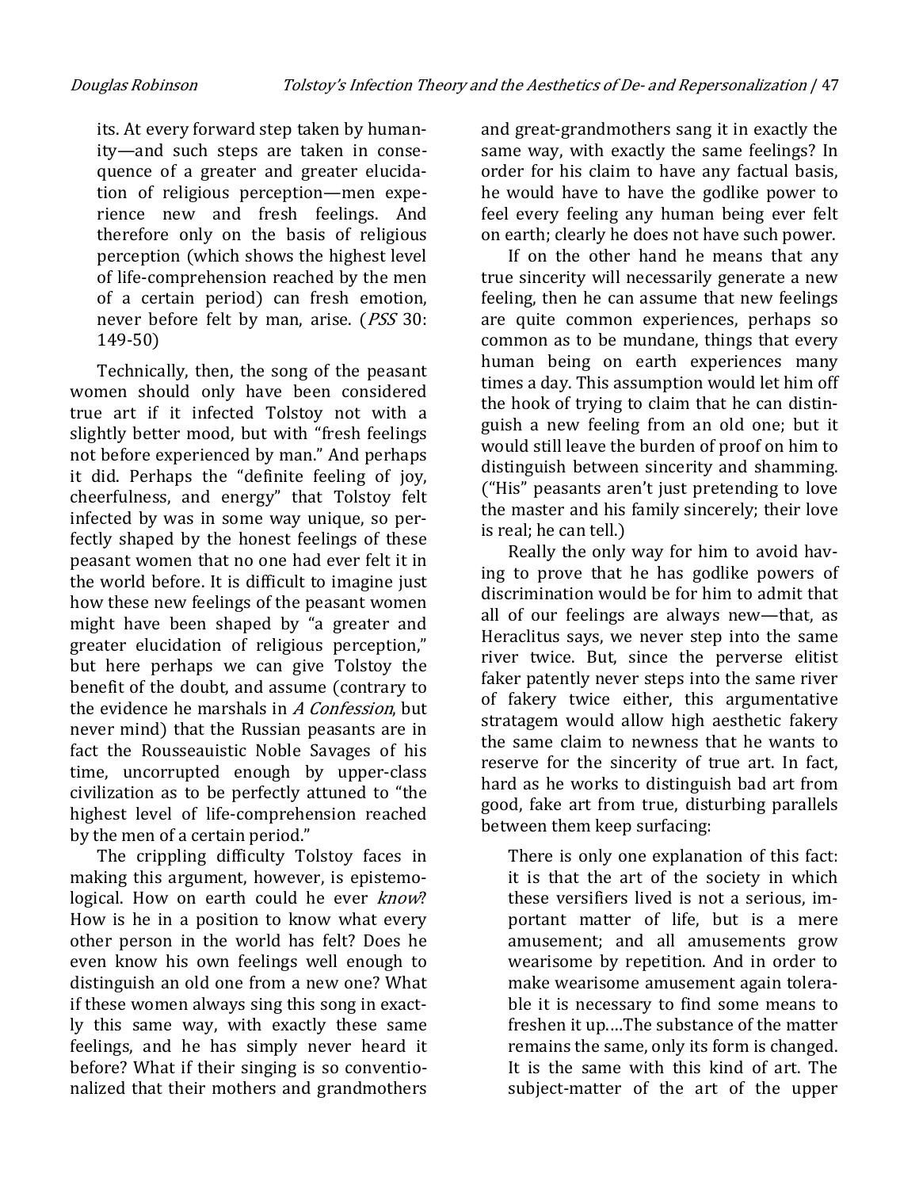> its. At every forward step taken by humanity—and such steps are taken in consequence of a greater and greater elucidation of religious perception—men experience new and fresh feelings. And therefore only on the basis of religious perception (which shows the highest level of life-comprehension reached by the men of a certain period) can fresh emotion, never before felt by man, arise. (*PSS* 30: 149-50)

Technically, then, the song of the peasant women should only have been considered true art if it infected Tolstoy not with a slightly better mood, but with "fresh feelings not before experienced by man." And perhaps it did. Perhaps the "definite feeling of joy, cheerfulness, and energy" that Tolstoy felt infected by was in some way unique, so perfectly shaped by the honest feelings of these peasant women that no one had ever felt it in the world before. It is difficult to imagine just how these new feelings of the peasant women might have been shaped by "a greater and greater elucidation of religious perception," but here perhaps we can give Tolstoy the benefit of the doubt, and assume (contrary to the evidence he marshals in *A Confession*, but never mind) that the Russian peasants are in fact the Rousseauistic Noble Savages of his time, uncorrupted enough by upper-class civilization as to be perfectly attuned to "the highest level of life-comprehension reached by the men of a certain period."

The crippling difficulty Tolstoy faces in making this argument, however, is epistemological. How on earth could he ever *know*? How is he in a position to know what every other person in the world has felt? Does he even know his own feelings well enough to distinguish an old one from a new one? What if these women always sing this song in exactly this same way, with exactly these same feelings, and he has simply never heard it before? What if their singing is so conventionalized that their mothers and grandmothers and great-grandmothers sang it in exactly the same way, with exactly the same feelings? In order for his claim to have any factual basis, he would have to have the godlike power to feel every feeling any human being ever felt on earth; clearly he does not have such power.

If on the other hand he means that any true sincerity will necessarily generate a new feeling, then he can assume that new feelings are quite common experiences, perhaps so common as to be mundane, things that every human being on earth experiences many times a day. This assumption would let him off the hook of trying to claim that he can distinguish a new feeling from an old one; but it would still leave the burden of proof on him to distinguish between sincerity and shamming. ("His" peasants aren't just pretending to love the master and his family sincerely; their love is real; he can tell.)

Really the only way for him to avoid having to prove that he has godlike powers of discrimination would be for him to admit that all of our feelings are always new—that, as Heraclitus says, we never step into the same river twice. But, since the perverse elitist faker patently never steps into the same river of fakery twice either, this argumentative stratagem would allow high aesthetic fakery the same claim to newness that he wants to reserve for the sincerity of true art. In fact, hard as he works to distinguish bad art from good, fake art from true, disturbing parallels between them keep surfacing:

> There is only one explanation of this fact: it is that the art of the society in which these versifiers lived is not a serious, important matter of life, but is a mere amusement; and all amusements grow wearisome by repetition. And in order to make wearisome amusement again tolerable it is necessary to find some means to freshen it up….The substance of the matter remains the same, only its form is changed. It is the same with this kind of art. The subject-matter of the art of the upper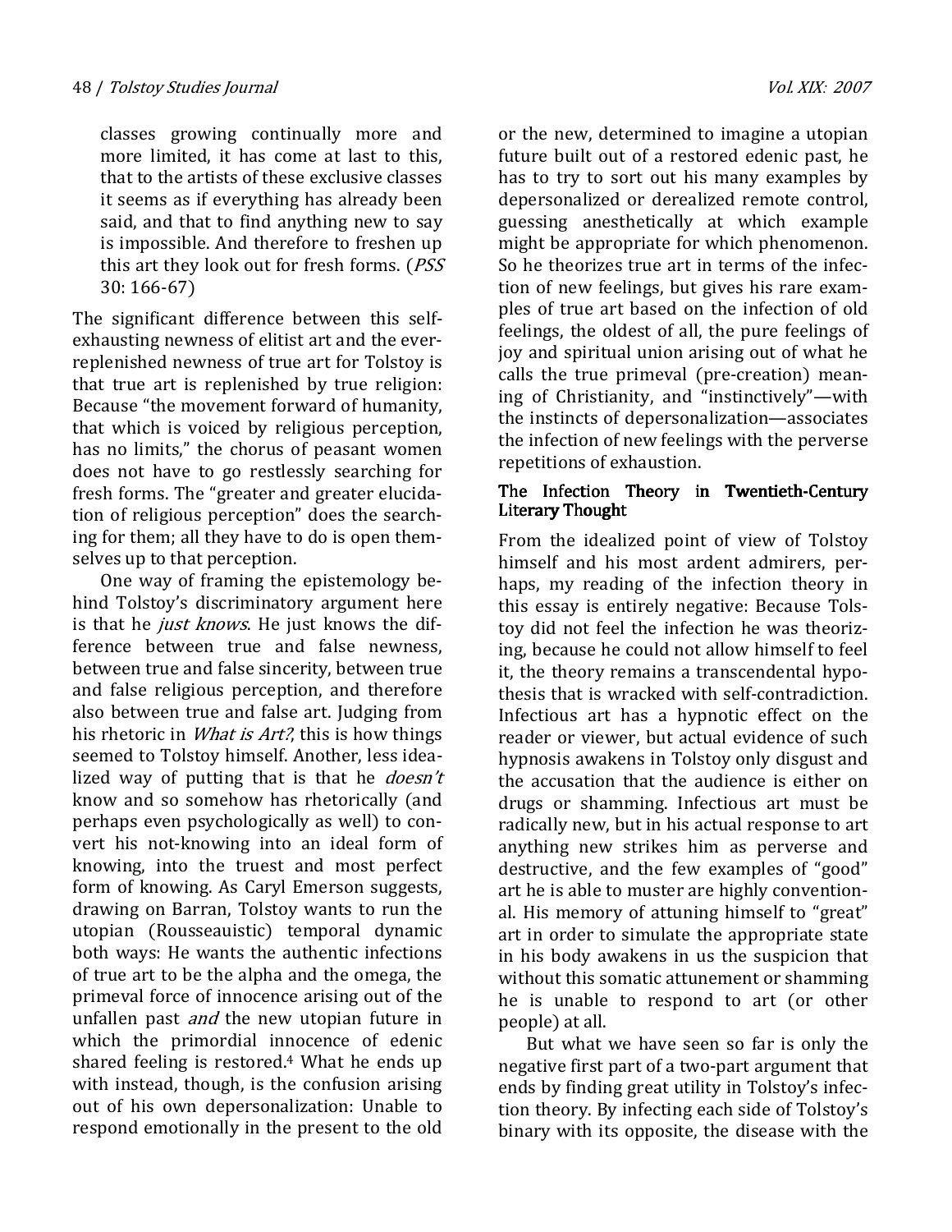classes growing continually more and more limited, it has come at last to this, that to the artists of these exclusive classes it seems as if everything has already been said, and that to find anything new to say is impossible. And therefore to freshen up this art they look out for fresh forms. (*PSS* 30: 166-67)

The significant difference between this self-exhausting newness of elitist art and the ever-replenished newness of true art for Tolstoy is that true art is replenished by true religion: Because "the movement forward of humanity, that which is voiced by religious perception, has no limits," the chorus of peasant women does not have to go restlessly searching for fresh forms. The "greater and greater elucidation of religious perception" does the searching for them; all they have to do is open themselves up to that perception.

One way of framing the epistemology behind Tolstoy's discriminatory argument here is that he *just knows*. He just knows the difference between true and false newness, between true and false sincerity, between true and false religious perception, and therefore also between true and false art. Judging from his rhetoric in *What is Art?*, this is how things seemed to Tolstoy himself. Another, less idealized way of putting that is that he *doesn't* know and so somehow has rhetorically (and perhaps even psychologically as well) to convert his not-knowing into an ideal form of knowing, into the truest and most perfect form of knowing. As Caryl Emerson suggests, drawing on Barran, Tolstoy wants to run the utopian (Rousseauistic) temporal dynamic both ways: He wants the authentic infections of true art to be the alpha and the omega, the primeval force of innocence arising out of the unfallen past *and* the new utopian future in which the primordial innocence of edenic shared feeling is restored.[4] What he ends up with instead, though, is the confusion arising out of his own depersonalization: Unable to respond emotionally in the present to the old or the new, determined to imagine a utopian future built out of a restored edenic past, he has to try to sort out his many examples by depersonalized or derealized remote control, guessing anesthetically at which example might be appropriate for which phenomenon. So he theorizes true art in terms of the infection of new feelings, but gives his rare examples of true art based on the infection of old feelings, the oldest of all, the pure feelings of joy and spiritual union arising out of what he calls the true primeval (pre-creation) meaning of Christianity, and "instinctively"—with the instincts of depersonalization—associates the infection of new feelings with the perverse repetitions of exhaustion.

### The Infection Theory in Twentieth-Century Literary Thought

From the idealized point of view of Tolstoy himself and his most ardent admirers, perhaps, my reading of the infection theory in this essay is entirely negative: Because Tolstoy did not feel the infection he was theorizing, because he could not allow himself to feel it, the theory remains a transcendental hypothesis that is wracked with self-contradiction. Infectious art has a hypnotic effect on the reader or viewer, but actual evidence of such hypnosis awakens in Tolstoy only disgust and the accusation that the audience is either on drugs or shamming. Infectious art must be radically new, but in his actual response to art anything new strikes him as perverse and destructive, and the few examples of "good" art he is able to muster are highly conventional. His memory of attuning himself to "great" art in order to simulate the appropriate state in his body awakens in us the suspicion that without this somatic attunement or shamming he is unable to respond to art (or other people) at all.

But what we have seen so far is only the negative first part of a two-part argument that ends by finding great utility in Tolstoy's infection theory. By infecting each side of Tolstoy's binary with its opposite, the disease with the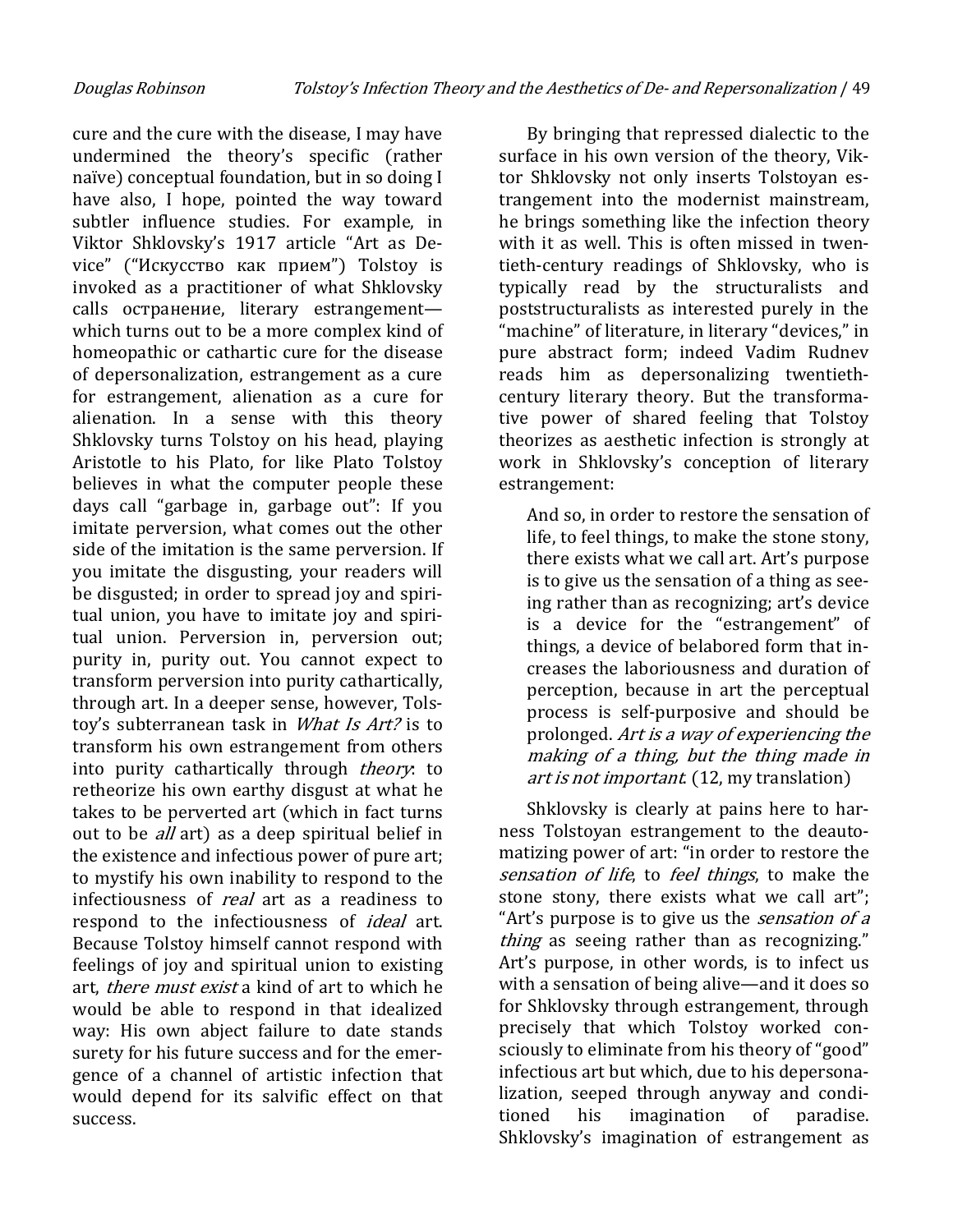cure and the cure with the disease, I may have undermined the theory's specific (rather naïve) conceptual foundation, but in so doing I have also, I hope, pointed the way toward subtler influence studies. For example, in Viktor Shklovsky's 1917 article "Art as Device" ("Искусство как прием") Tolstoy is invoked as a practitioner of what Shklovsky calls остранение, literary estrangement—which turns out to be a more complex kind of homeopathic or cathartic cure for the disease of depersonalization, estrangement as a cure for estrangement, alienation as a cure for alienation. In a sense with this theory Shklovsky turns Tolstoy on his head, playing Aristotle to his Plato, for like Plato Tolstoy believes in what the computer people these days call "garbage in, garbage out": If you imitate perversion, what comes out the other side of the imitation is the same perversion. If you imitate the disgusting, your readers will be disgusted; in order to spread joy and spiritual union, you have to imitate joy and spiritual union. Perversion in, perversion out; purity in, purity out. You cannot expect to transform perversion into purity cathartically, through art. In a deeper sense, however, Tolstoy's subterranean task in *What Is Art?* is to transform his own estrangement from others into purity cathartically through *theory*: to retheorize his own earthy disgust at what he takes to be perverted art (which in fact turns out to be *all* art) as a deep spiritual belief in the existence and infectious power of pure art; to mystify his own inability to respond to the infectiousness of *real* art as a readiness to respond to the infectiousness of *ideal* art. Because Tolstoy himself cannot respond with feelings of joy and spiritual union to existing art, *there must exist* a kind of art to which he would be able to respond in that idealized way: His own abject failure to date stands surety for his future success and for the emergence of a channel of artistic infection that would depend for its salvific effect on that success.

By bringing that repressed dialectic to the surface in his own version of the theory, Viktor Shklovsky not only inserts Tolstoyan estrangement into the modernist mainstream, he brings something like the infection theory with it as well. This is often missed in twentieth-century readings of Shklovsky, who is typically read by the structuralists and poststructuralists as interested purely in the "machine" of literature, in literary "devices," in pure abstract form; indeed Vadim Rudnev reads him as depersonalizing twentieth-century literary theory. But the transformative power of shared feeling that Tolstoy theorizes as aesthetic infection is strongly at work in Shklovsky's conception of literary estrangement:

> And so, in order to restore the sensation of life, to feel things, to make the stone stony, there exists what we call art. Art's purpose is to give us the sensation of a thing as seeing rather than as recognizing; art's device is a device for the "estrangement" of things, a device of belabored form that increases the laboriousness and duration of perception, because in art the perceptual process is self-purposive and should be prolonged. *Art is a way of experiencing the making of a thing, but the thing made in art is not important*. (12, my translation)

Shklovsky is clearly at pains here to harness Tolstoyan estrangement to the deautomatizing power of art: "in order to restore the *sensation of life*, to *feel things*, to make the stone stony, there exists what we call art"; "Art's purpose is to give us the *sensation of a thing* as seeing rather than as recognizing." Art's purpose, in other words, is to infect us with a sensation of being alive—and it does so for Shklovsky through estrangement, through precisely that which Tolstoy worked consciously to eliminate from his theory of "good" infectious art but which, due to his depersonalization, seeped through anyway and conditioned his imagination of paradise. Shklovsky's imagination of estrangement as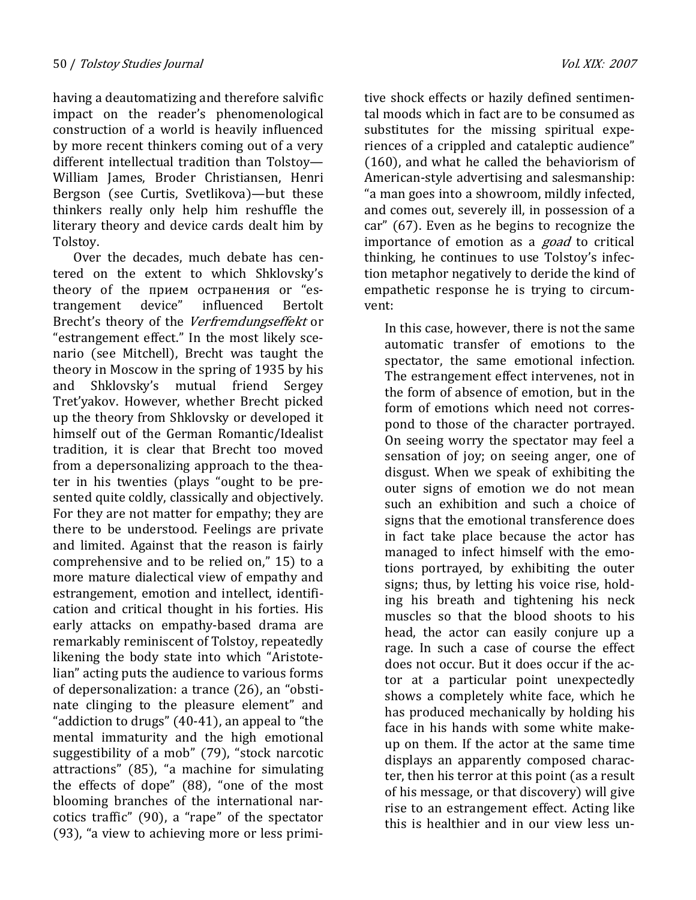having a deautomatizing and therefore salvific impact on the reader's phenomenological construction of a world is heavily influenced by more recent thinkers coming out of a very different intellectual tradition than Tolstoy—William James, Broder Christiansen, Henri Bergson (see Curtis, Svetlikova)—but these thinkers really only help him reshuffle the literary theory and device cards dealt him by Tolstoy.

Over the decades, much debate has centered on the extent to which Shklovsky's theory of the прием остранения or "estrangement device" influenced Bertolt Brecht's theory of the *Verfremdungseffekt* or "estrangement effect." In the most likely scenario (see Mitchell), Brecht was taught the theory in Moscow in the spring of 1935 by his and Shklovsky's mutual friend Sergey Tret'yakov. However, whether Brecht picked up the theory from Shklovsky or developed it himself out of the German Romantic/Idealist tradition, it is clear that Brecht too moved from a depersonalizing approach to the theater in his twenties (plays "ought to be presented quite coldly, classically and objectively. For they are not matter for empathy; they are there to be understood. Feelings are private and limited. Against that the reason is fairly comprehensive and to be relied on," 15) to a more mature dialectical view of empathy and estrangement, emotion and intellect, identification and critical thought in his forties. His early attacks on empathy-based drama are remarkably reminiscent of Tolstoy, repeatedly likening the body state into which "Aristotelian" acting puts the audience to various forms of depersonalization: a trance (26), an "obstinate clinging to the pleasure element" and "addiction to drugs" (40-41), an appeal to "the mental immaturity and the high emotional suggestibility of a mob" (79), "stock narcotic attractions" (85), "a machine for simulating the effects of dope" (88), "one of the most blooming branches of the international narcotics traffic" (90), a "rape" of the spectator (93), "a view to achieving more or less primitive shock effects or hazily defined sentimental moods which in fact are to be consumed as substitutes for the missing spiritual experiences of a crippled and cataleptic audience" (160), and what he called the behaviorism of American-style advertising and salesmanship: "a man goes into a showroom, mildly infected, and comes out, severely ill, in possession of a car" (67). Even as he begins to recognize the importance of emotion as a *goad* to critical thinking, he continues to use Tolstoy's infection metaphor negatively to deride the kind of empathetic response he is trying to circumvent:

> In this case, however, there is not the same automatic transfer of emotions to the spectator, the same emotional infection. The estrangement effect intervenes, not in the form of absence of emotion, but in the form of emotions which need not correspond to those of the character portrayed. On seeing worry the spectator may feel a sensation of joy; on seeing anger, one of disgust. When we speak of exhibiting the outer signs of emotion we do not mean such an exhibition and such a choice of signs that the emotional transference does in fact take place because the actor has managed to infect himself with the emotions portrayed, by exhibiting the outer signs; thus, by letting his voice rise, holding his breath and tightening his neck muscles so that the blood shoots to his head, the actor can easily conjure up a rage. In such a case of course the effect does not occur. But it does occur if the actor at a particular point unexpectedly shows a completely white face, which he has produced mechanically by holding his face in his hands with some white make-up on them. If the actor at the same time displays an apparently composed character, then his terror at this point (as a result of his message, or that discovery) will give rise to an estrangement effect. Acting like this is healthier and in our view less un-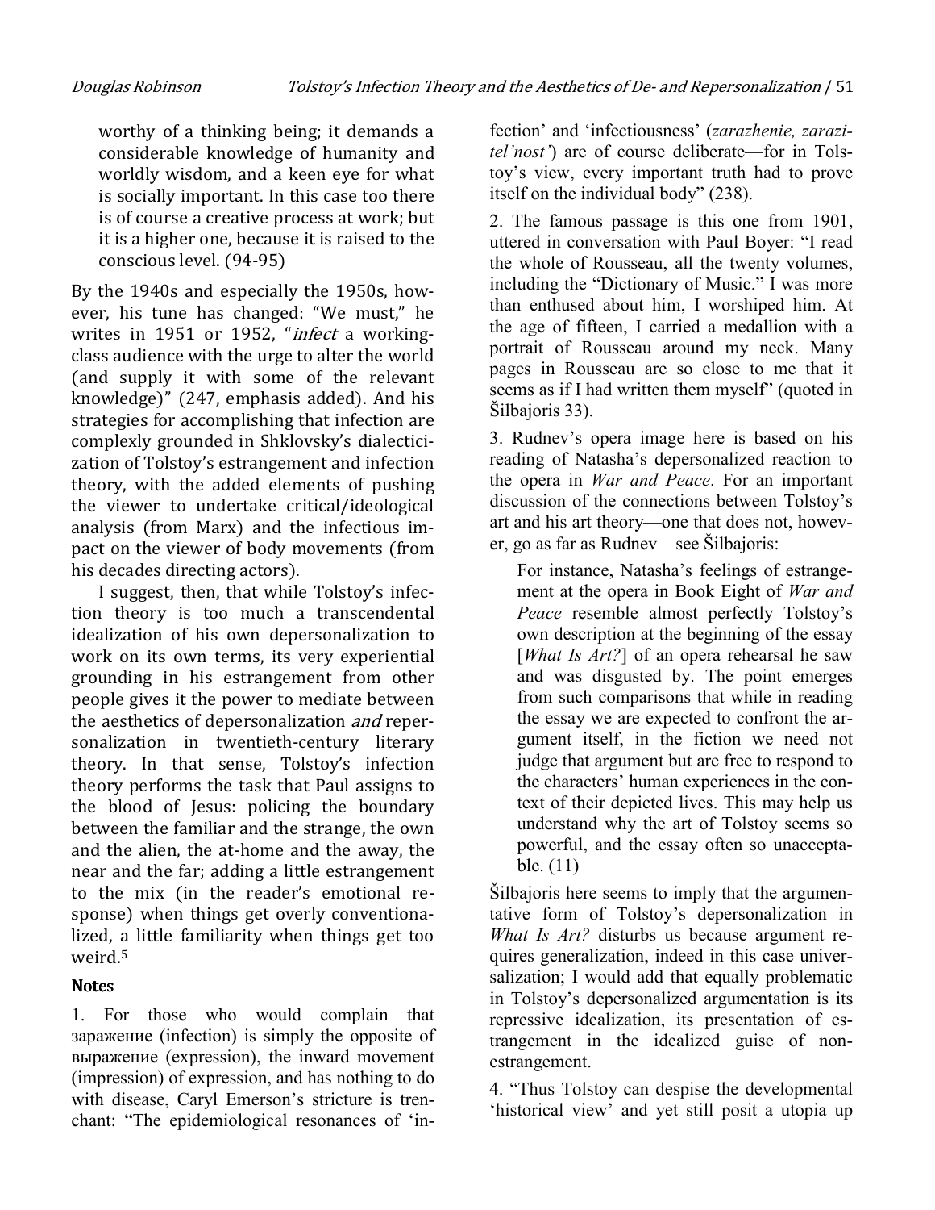worthy of a thinking being; it demands a considerable knowledge of humanity and worldly wisdom, and a keen eye for what is socially important. In this case too there is of course a creative process at work; but it is a higher one, because it is raised to the conscious level. (94-95)

By the 1940s and especially the 1950s, however, his tune has changed: "We must," he writes in 1951 or 1952, "*infect* a working-class audience with the urge to alter the world (and supply it with some of the relevant knowledge)" (247, emphasis added). And his strategies for accomplishing that infection are complexly grounded in Shklovsky's dialecticization of Tolstoy's estrangement and infection theory, with the added elements of pushing the viewer to undertake critical/ideological analysis (from Marx) and the infectious impact on the viewer of body movements (from his decades directing actors).

I suggest, then, that while Tolstoy's infection theory is too much a transcendental idealization of his own depersonalization to work on its own terms, its very experiential grounding in his estrangement from other people gives it the power to mediate between the aesthetics of depersonalization *and* repersonalization in twentieth-century literary theory. In that sense, Tolstoy's infection theory performs the task that Paul assigns to the blood of Jesus: policing the boundary between the familiar and the strange, the own and the alien, the at-home and the away, the near and the far; adding a little estrangement to the mix (in the reader's emotional response) when things get overly conventionalized, a little familiarity when things get too weird.[5]

## Notes

1. For those who would complain that заражение (infection) is simply the opposite of выражение (expression), the inward movement (impression) of expression, and has nothing to do with disease, Caryl Emerson's stricture is trenchant: "The epidemiological resonances of 'infection' and 'infectiousness' (*zarazhenie, zarazitel'nost'*) are of course deliberate—for in Tolstoy's view, every important truth had to prove itself on the individual body" (238).

2. The famous passage is this one from 1901, uttered in conversation with Paul Boyer: "I read the whole of Rousseau, all the twenty volumes, including the "Dictionary of Music." I was more than enthused about him, I worshiped him. At the age of fifteen, I carried a medallion with a portrait of Rousseau around my neck. Many pages in Rousseau are so close to me that it seems as if I had written them myself" (quoted in Šilbajoris 33).

3. Rudnev's opera image here is based on his reading of Natasha's depersonalized reaction to the opera in *War and Peace*. For an important discussion of the connections between Tolstoy's art and his art theory—one that does not, however, go as far as Rudnev—see Šilbajoris:

> For instance, Natasha's feelings of estrangement at the opera in Book Eight of *War and Peace* resemble almost perfectly Tolstoy's own description at the beginning of the essay [*What Is Art?*] of an opera rehearsal he saw and was disgusted by. The point emerges from such comparisons that while in reading the essay we are expected to confront the argument itself, in the fiction we need not judge that argument but are free to respond to the characters' human experiences in the context of their depicted lives. This may help us understand why the art of Tolstoy seems so powerful, and the essay often so unacceptable. (11)

Šilbajoris here seems to imply that the argumentative form of Tolstoy's depersonalization in *What Is Art?* disturbs us because argument requires generalization, indeed in this case universalization; I would add that equally problematic in Tolstoy's depersonalized argumentation is its repressive idealization, its presentation of estrangement in the idealized guise of non-estrangement.

4. "Thus Tolstoy can despise the developmental 'historical view' and yet still posit a utopia up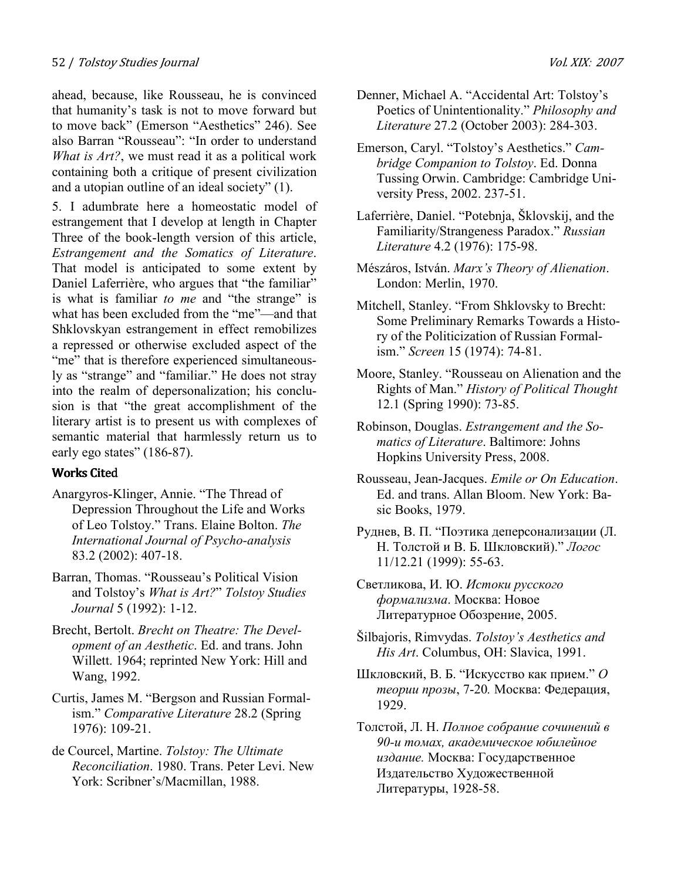ahead, because, like Rousseau, he is convinced that humanity's task is not to move forward but to move back" (Emerson "Aesthetics" 246). See also Barran "Rousseau": "In order to understand *What is Art?*, we must read it as a political work containing both a critique of present civilization and a utopian outline of an ideal society" (1).

5. I adumbrate here a homeostatic model of estrangement that I develop at length in Chapter Three of the book-length version of this article, *Estrangement and the Somatics of Literature*. That model is anticipated to some extent by Daniel Laferrière, who argues that "the familiar" is what is familiar *to me* and "the strange" is what has been excluded from the "me"—and that Shklovskyan estrangement in effect remobilizes a repressed or otherwise excluded aspect of the "me" that is therefore experienced simultaneously as "strange" and "familiar." He does not stray into the realm of depersonalization; his conclusion is that "the great accomplishment of the literary artist is to present us with complexes of semantic material that harmlessly return us to early ego states" (186-87).

## Works Cited

Anargyros-Klinger, Annie. "The Thread of Depression Throughout the Life and Works of Leo Tolstoy." Trans. Elaine Bolton. *The International Journal of Psycho-analysis* 83.2 (2002): 407-18.

Barran, Thomas. "Rousseau's Political Vision and Tolstoy's *What is Art?*" *Tolstoy Studies Journal* 5 (1992): 1-12.

Brecht, Bertolt. *Brecht on Theatre: The Development of an Aesthetic*. Ed. and trans. John Willett. 1964; reprinted New York: Hill and Wang, 1992.

Curtis, James M. "Bergson and Russian Formalism." *Comparative Literature* 28.2 (Spring 1976): 109-21.

de Courcel, Martine. *Tolstoy: The Ultimate Reconciliation*. 1980. Trans. Peter Levi. New York: Scribner's/Macmillan, 1988.

Denner, Michael A. "Accidental Art: Tolstoy's Poetics of Unintentionality." *Philosophy and Literature* 27.2 (October 2003): 284-303.

Emerson, Caryl. "Tolstoy's Aesthetics." *Cambridge Companion to Tolstoy*. Ed. Donna Tussing Orwin. Cambridge: Cambridge University Press, 2002. 237-51.

Laferrière, Daniel. "Potebnja, Šklovskij, and the Familiarity/Strangeness Paradox." *Russian Literature* 4.2 (1976): 175-98.

Mészáros, István. *Marx's Theory of Alienation*. London: Merlin, 1970.

Mitchell, Stanley. "From Shklovsky to Brecht: Some Preliminary Remarks Towards a History of the Politicization of Russian Formalism." *Screen* 15 (1974): 74-81.

Moore, Stanley. "Rousseau on Alienation and the Rights of Man." *History of Political Thought* 12.1 (Spring 1990): 73-85.

Robinson, Douglas. *Estrangement and the Somatics of Literature*. Baltimore: Johns Hopkins University Press, 2008.

Rousseau, Jean-Jacques. *Emile or On Education*. Ed. and trans. Allan Bloom. New York: Basic Books, 1979.

Руднев, В. П. "Поэтика деперсонализации (Л. Н. Толстой и В. Б. Шкловский)." *Логос* 11/12.21 (1999): 55-63.

Светликова, И. Ю. *Истоки русского формализма*. Москва: Новое Литературное Обозрение, 2005.

Šilbajoris, Rimvydas. *Tolstoy's Aesthetics and His Art*. Columbus, OH: Slavica, 1991.

Шкловский, В. Б. "Искусство как прием." *О теории прозы*, 7-20*.* Москва: Федерация, 1929.

Толстой, Л. Н. *Полное собрание сочинений в 90-и томах, академическое юбилейное издание.* Москва: Государственное Издательство Художественной Литературы, 1928-58.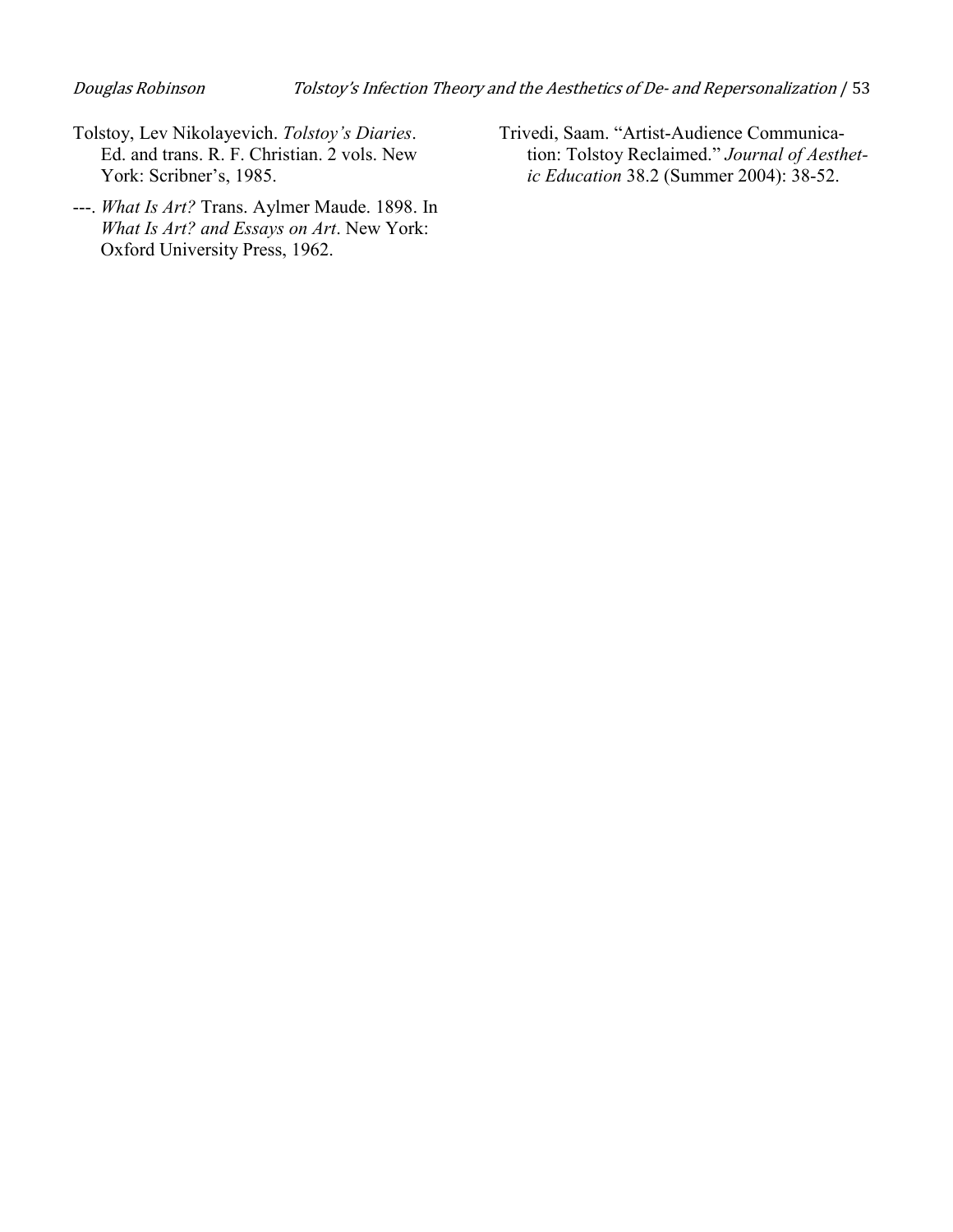Tolstoy, Lev Nikolayevich. *Tolstoy's Diaries*. Ed. and trans. R. F. Christian. 2 vols. New York: Scribner's, 1985.

---. *What Is Art?* Trans. Aylmer Maude. 1898. In *What Is Art? and Essays on Art*. New York: Oxford University Press, 1962.

Trivedi, Saam. "Artist-Audience Communication: Tolstoy Reclaimed." *Journal of Aesthetic Education* 38.2 (Summer 2004): 38-52.